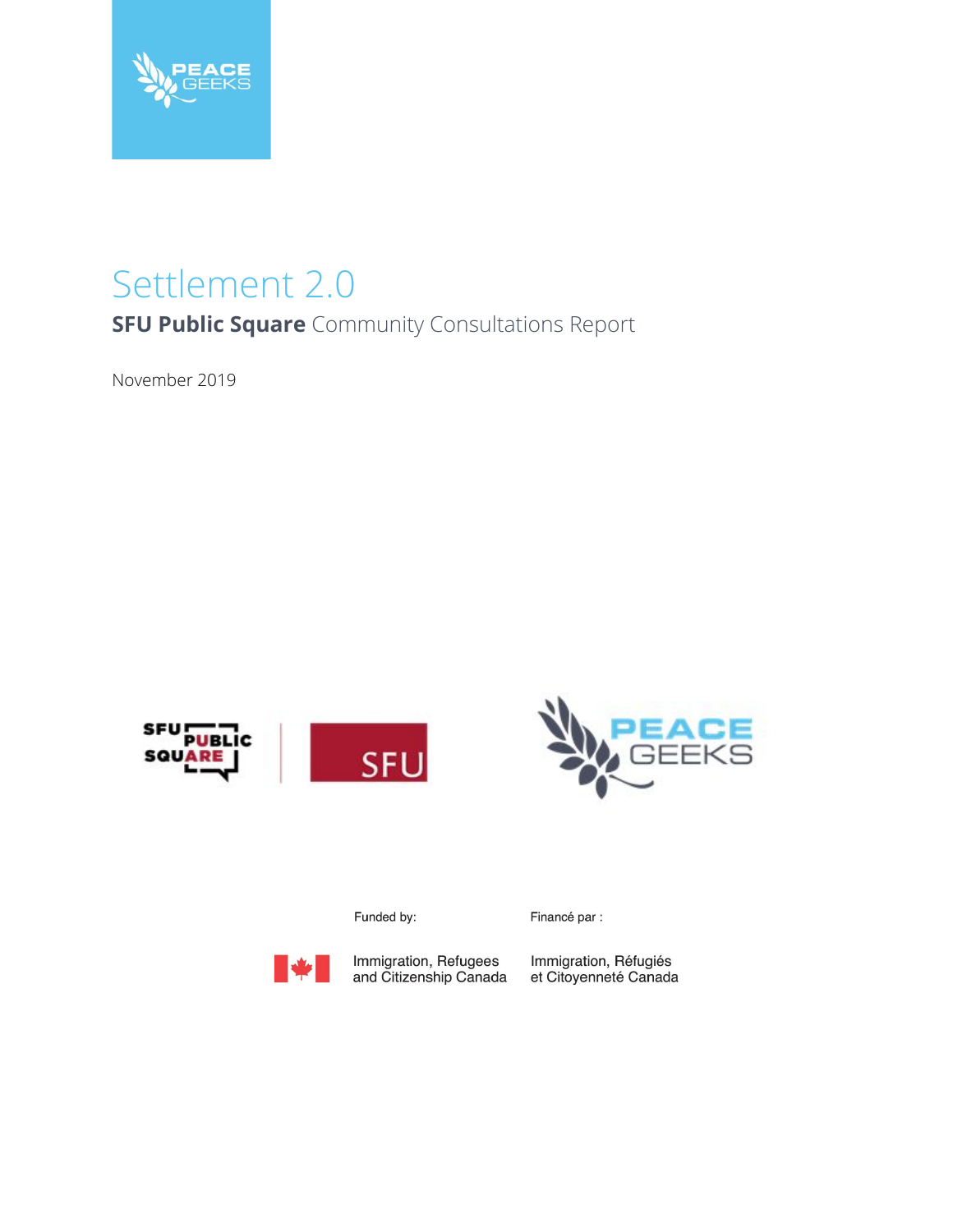# Settlement 2.0

## **SFU Public Square** Community Consultations Report

November 2019

Funded by:

Immigration, Refugees and Citizenship Canada

Financé par :

Immigration, Réfugiés et Citoyenneté Canada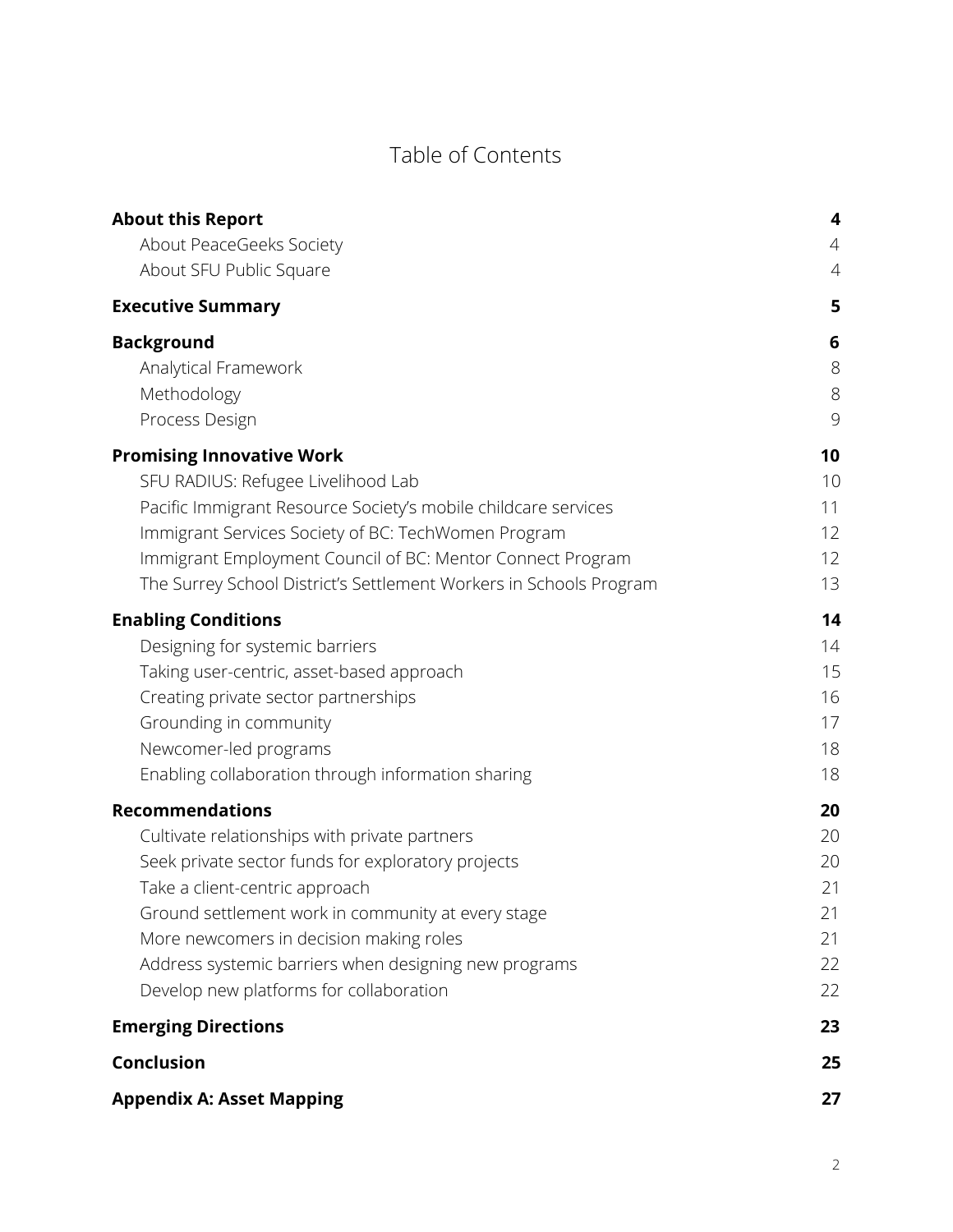# Table of Contents

**About this Report** **4**
- About PeaceGeeks Society 4
- About SFU Public Square 4

**Executive Summary** **5**

**Background** **6**
- Analytical Framework 8
- Methodology 8
- Process Design 9

**Promising Innovative Work** **10**
- SFU RADIUS: Refugee Livelihood Lab 10
- Pacific Immigrant Resource Society's mobile childcare services 11
- Immigrant Services Society of BC: TechWomen Program 12
- Immigrant Employment Council of BC: Mentor Connect Program 12
- The Surrey School District's Settlement Workers in Schools Program 13

**Enabling Conditions** **14**
- Designing for systemic barriers 14
- Taking user-centric, asset-based approach 15
- Creating private sector partnerships 16
- Grounding in community 17
- Newcomer-led programs 18
- Enabling collaboration through information sharing 18

**Recommendations** **20**
- Cultivate relationships with private partners 20
- Seek private sector funds for exploratory projects 20
- Take a client-centric approach 21
- Ground settlement work in community at every stage 21
- More newcomers in decision making roles 21
- Address systemic barriers when designing new programs 22
- Develop new platforms for collaboration 22

**Emerging Directions** **23**

**Conclusion** **25**

**Appendix A: Asset Mapping** **27**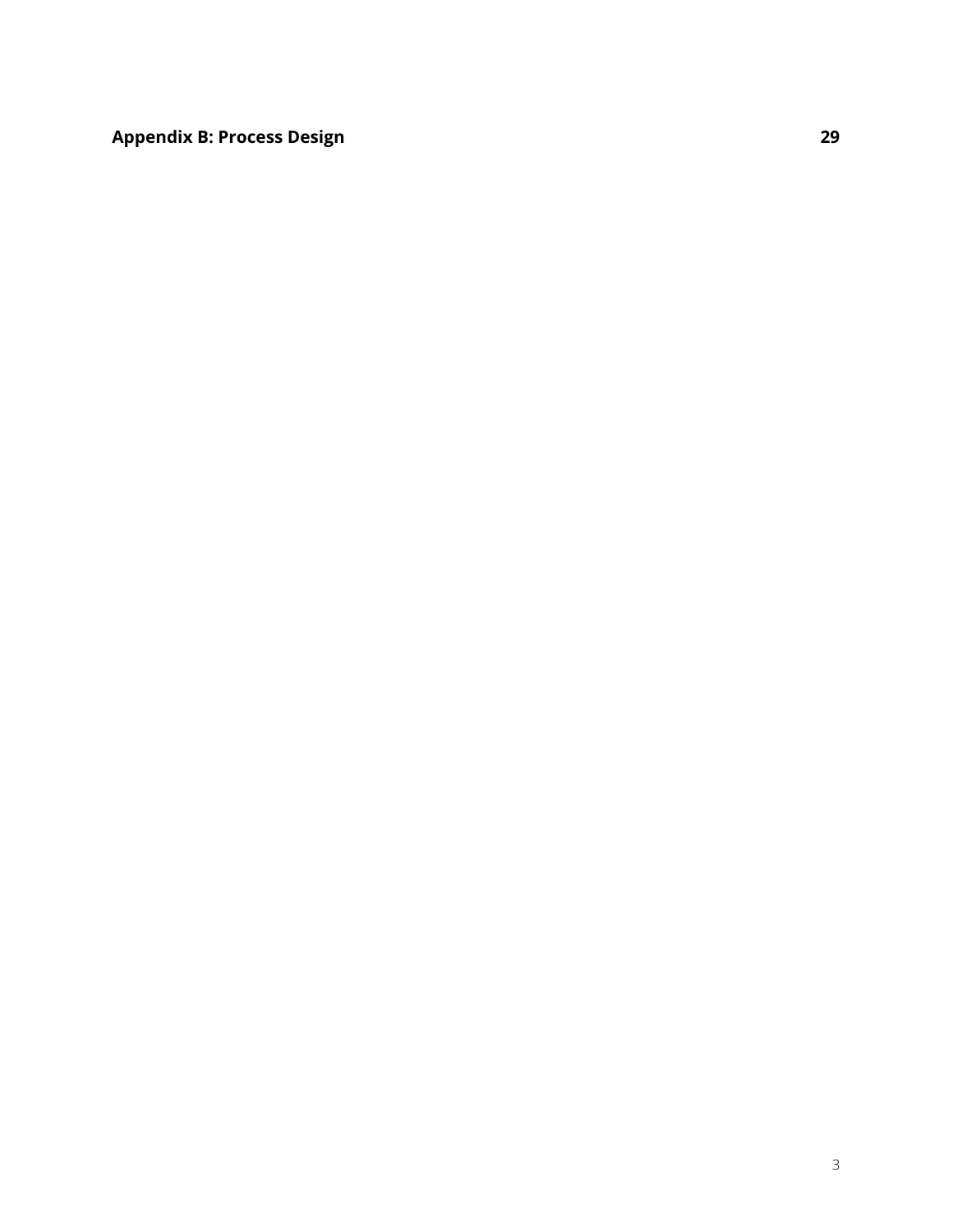**Appendix B: Process Design** 29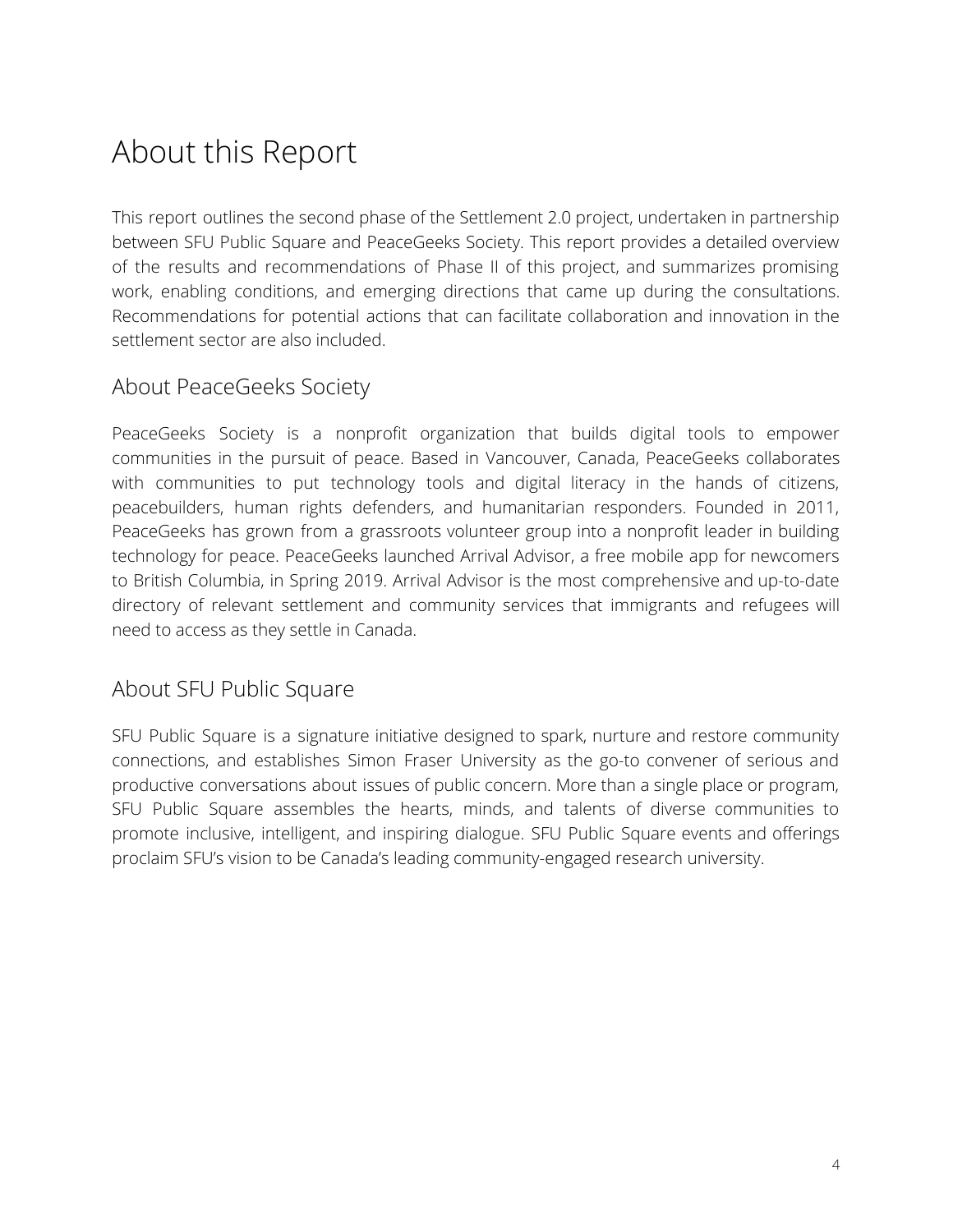# About this Report

This report outlines the second phase of the Settlement 2.0 project, undertaken in partnership between SFU Public Square and PeaceGeeks Society. This report provides a detailed overview of the results and recommendations of Phase II of this project, and summarizes promising work, enabling conditions, and emerging directions that came up during the consultations. Recommendations for potential actions that can facilitate collaboration and innovation in the settlement sector are also included.

## About PeaceGeeks Society

PeaceGeeks Society is a nonprofit organization that builds digital tools to empower communities in the pursuit of peace. Based in Vancouver, Canada, PeaceGeeks collaborates with communities to put technology tools and digital literacy in the hands of citizens, peacebuilders, human rights defenders, and humanitarian responders. Founded in 2011, PeaceGeeks has grown from a grassroots volunteer group into a nonprofit leader in building technology for peace. PeaceGeeks launched Arrival Advisor, a free mobile app for newcomers to British Columbia, in Spring 2019. Arrival Advisor is the most comprehensive and up-to-date directory of relevant settlement and community services that immigrants and refugees will need to access as they settle in Canada.

## About SFU Public Square

SFU Public Square is a signature initiative designed to spark, nurture and restore community connections, and establishes Simon Fraser University as the go-to convener of serious and productive conversations about issues of public concern. More than a single place or program, SFU Public Square assembles the hearts, minds, and talents of diverse communities to promote inclusive, intelligent, and inspiring dialogue. SFU Public Square events and offerings proclaim SFU's vision to be Canada's leading community-engaged research university.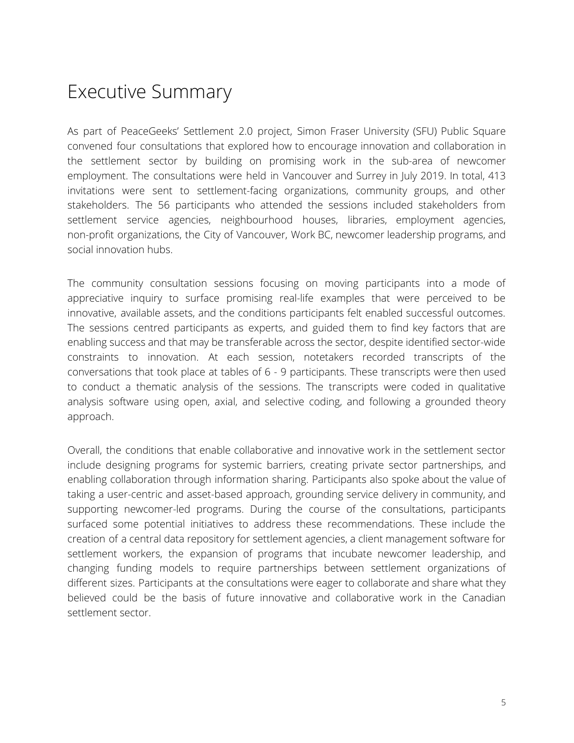# Executive Summary

As part of PeaceGeeks' Settlement 2.0 project, Simon Fraser University (SFU) Public Square convened four consultations that explored how to encourage innovation and collaboration in the settlement sector by building on promising work in the sub-area of newcomer employment. The consultations were held in Vancouver and Surrey in July 2019. In total, 413 invitations were sent to settlement-facing organizations, community groups, and other stakeholders. The 56 participants who attended the sessions included stakeholders from settlement service agencies, neighbourhood houses, libraries, employment agencies, non-profit organizations, the City of Vancouver, Work BC, newcomer leadership programs, and social innovation hubs.

The community consultation sessions focusing on moving participants into a mode of appreciative inquiry to surface promising real-life examples that were perceived to be innovative, available assets, and the conditions participants felt enabled successful outcomes. The sessions centred participants as experts, and guided them to find key factors that are enabling success and that may be transferable across the sector, despite identified sector-wide constraints to innovation. At each session, notetakers recorded transcripts of the conversations that took place at tables of 6 - 9 participants. These transcripts were then used to conduct a thematic analysis of the sessions. The transcripts were coded in qualitative analysis software using open, axial, and selective coding, and following a grounded theory approach.

Overall, the conditions that enable collaborative and innovative work in the settlement sector include designing programs for systemic barriers, creating private sector partnerships, and enabling collaboration through information sharing. Participants also spoke about the value of taking a user-centric and asset-based approach, grounding service delivery in community, and supporting newcomer-led programs. During the course of the consultations, participants surfaced some potential initiatives to address these recommendations. These include the creation of a central data repository for settlement agencies, a client management software for settlement workers, the expansion of programs that incubate newcomer leadership, and changing funding models to require partnerships between settlement organizations of different sizes. Participants at the consultations were eager to collaborate and share what they believed could be the basis of future innovative and collaborative work in the Canadian settlement sector.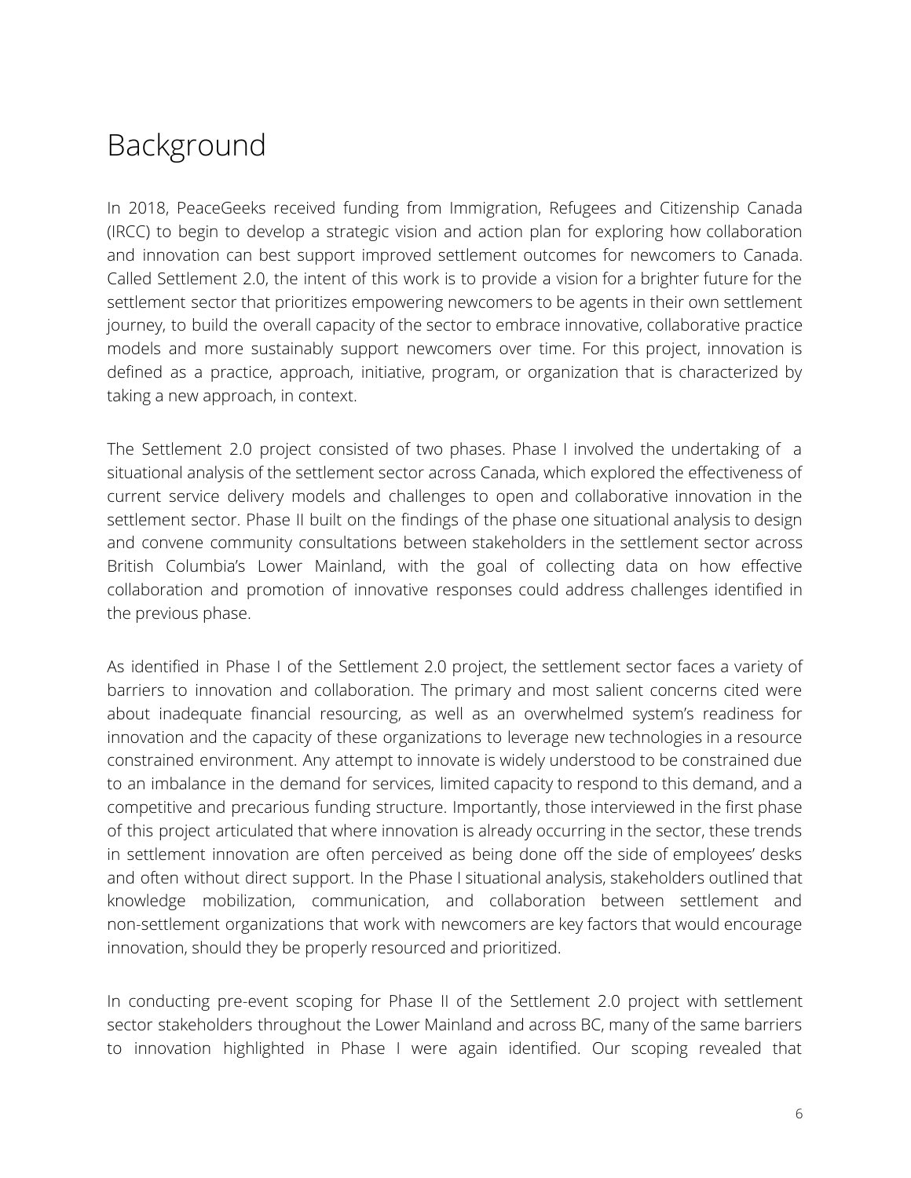# Background

In 2018, PeaceGeeks received funding from Immigration, Refugees and Citizenship Canada (IRCC) to begin to develop a strategic vision and action plan for exploring how collaboration and innovation can best support improved settlement outcomes for newcomers to Canada. Called Settlement 2.0, the intent of this work is to provide a vision for a brighter future for the settlement sector that prioritizes empowering newcomers to be agents in their own settlement journey, to build the overall capacity of the sector to embrace innovative, collaborative practice models and more sustainably support newcomers over time. For this project, innovation is defined as a practice, approach, initiative, program, or organization that is characterized by taking a new approach, in context.

The Settlement 2.0 project consisted of two phases. Phase I involved the undertaking of a situational analysis of the settlement sector across Canada, which explored the effectiveness of current service delivery models and challenges to open and collaborative innovation in the settlement sector. Phase II built on the findings of the phase one situational analysis to design and convene community consultations between stakeholders in the settlement sector across British Columbia's Lower Mainland, with the goal of collecting data on how effective collaboration and promotion of innovative responses could address challenges identified in the previous phase.

As identified in Phase I of the Settlement 2.0 project, the settlement sector faces a variety of barriers to innovation and collaboration. The primary and most salient concerns cited were about inadequate financial resourcing, as well as an overwhelmed system's readiness for innovation and the capacity of these organizations to leverage new technologies in a resource constrained environment. Any attempt to innovate is widely understood to be constrained due to an imbalance in the demand for services, limited capacity to respond to this demand, and a competitive and precarious funding structure. Importantly, those interviewed in the first phase of this project articulated that where innovation is already occurring in the sector, these trends in settlement innovation are often perceived as being done off the side of employees' desks and often without direct support. In the Phase I situational analysis, stakeholders outlined that knowledge mobilization, communication, and collaboration between settlement and non-settlement organizations that work with newcomers are key factors that would encourage innovation, should they be properly resourced and prioritized.

In conducting pre-event scoping for Phase II of the Settlement 2.0 project with settlement sector stakeholders throughout the Lower Mainland and across BC, many of the same barriers to innovation highlighted in Phase I were again identified. Our scoping revealed that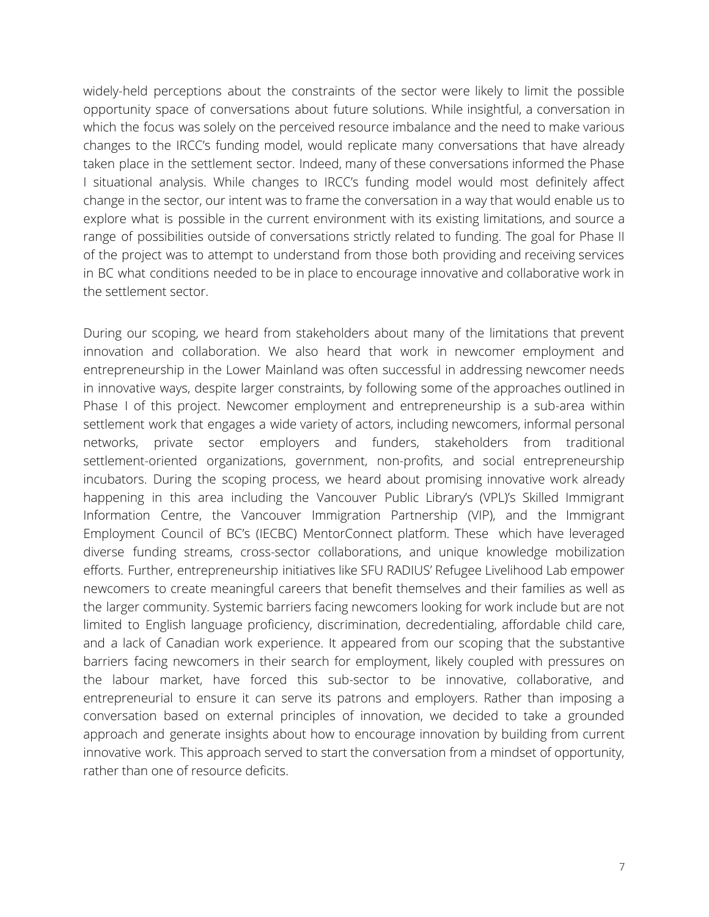widely-held perceptions about the constraints of the sector were likely to limit the possible opportunity space of conversations about future solutions. While insightful, a conversation in which the focus was solely on the perceived resource imbalance and the need to make various changes to the IRCC's funding model, would replicate many conversations that have already taken place in the settlement sector. Indeed, many of these conversations informed the Phase I situational analysis. While changes to IRCC's funding model would most definitely affect change in the sector, our intent was to frame the conversation in a way that would enable us to explore what is possible in the current environment with its existing limitations, and source a range of possibilities outside of conversations strictly related to funding. The goal for Phase II of the project was to attempt to understand from those both providing and receiving services in BC what conditions needed to be in place to encourage innovative and collaborative work in the settlement sector.

During our scoping, we heard from stakeholders about many of the limitations that prevent innovation and collaboration. We also heard that work in newcomer employment and entrepreneurship in the Lower Mainland was often successful in addressing newcomer needs in innovative ways, despite larger constraints, by following some of the approaches outlined in Phase I of this project. Newcomer employment and entrepreneurship is a sub-area within settlement work that engages a wide variety of actors, including newcomers, informal personal networks, private sector employers and funders, stakeholders from traditional settlement-oriented organizations, government, non-profits, and social entrepreneurship incubators. During the scoping process, we heard about promising innovative work already happening in this area including the Vancouver Public Library's (VPL)'s Skilled Immigrant Information Centre, the Vancouver Immigration Partnership (VIP), and the Immigrant Employment Council of BC's (IECBC) MentorConnect platform. These which have leveraged diverse funding streams, cross-sector collaborations, and unique knowledge mobilization efforts. Further, entrepreneurship initiatives like SFU RADIUS' Refugee Livelihood Lab empower newcomers to create meaningful careers that benefit themselves and their families as well as the larger community. Systemic barriers facing newcomers looking for work include but are not limited to English language proficiency, discrimination, decredentialing, affordable child care, and a lack of Canadian work experience. It appeared from our scoping that the substantive barriers facing newcomers in their search for employment, likely coupled with pressures on the labour market, have forced this sub-sector to be innovative, collaborative, and entrepreneurial to ensure it can serve its patrons and employers. Rather than imposing a conversation based on external principles of innovation, we decided to take a grounded approach and generate insights about how to encourage innovation by building from current innovative work. This approach served to start the conversation from a mindset of opportunity, rather than one of resource deficits.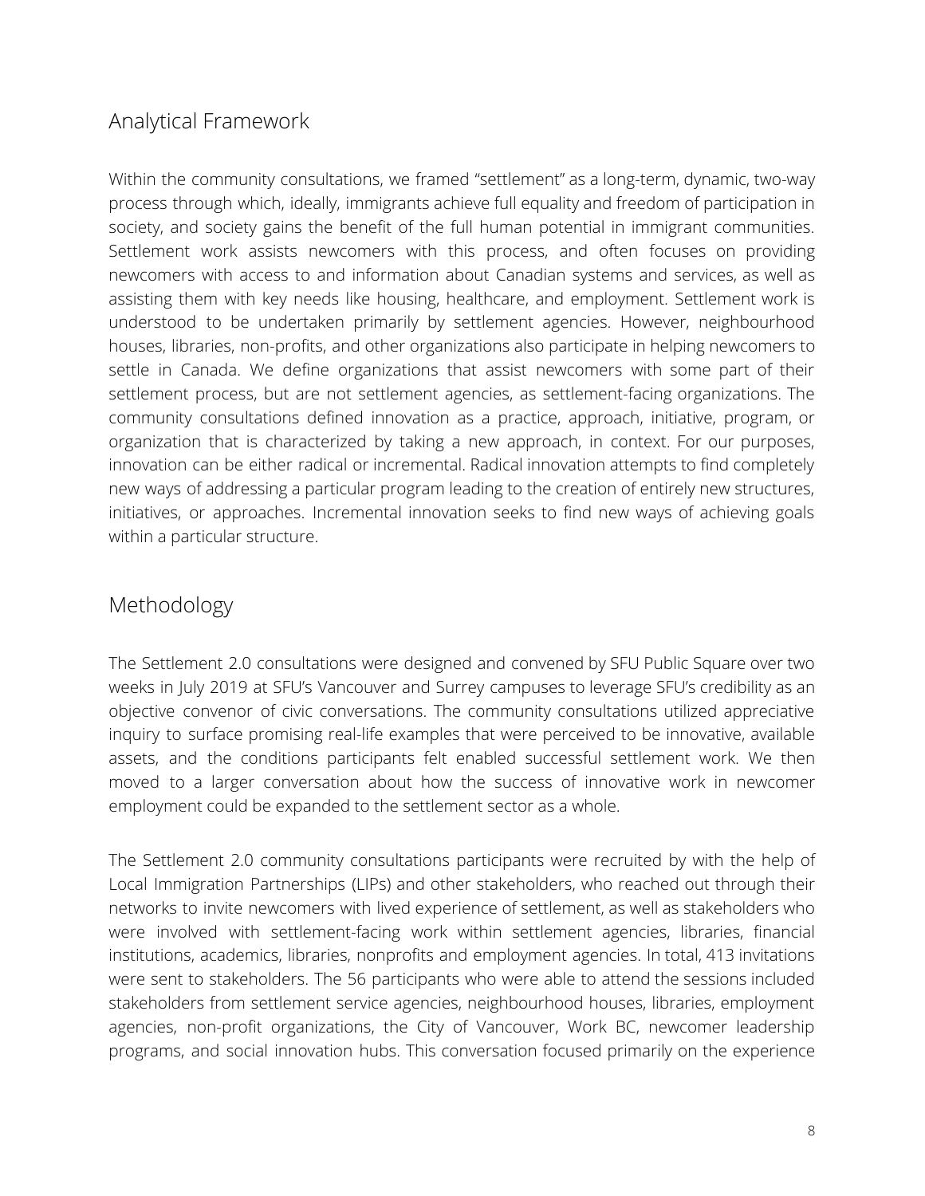## Analytical Framework

Within the community consultations, we framed "settlement" as a long-term, dynamic, two-way process through which, ideally, immigrants achieve full equality and freedom of participation in society, and society gains the benefit of the full human potential in immigrant communities. Settlement work assists newcomers with this process, and often focuses on providing newcomers with access to and information about Canadian systems and services, as well as assisting them with key needs like housing, healthcare, and employment. Settlement work is understood to be undertaken primarily by settlement agencies. However, neighbourhood houses, libraries, non-profits, and other organizations also participate in helping newcomers to settle in Canada. We define organizations that assist newcomers with some part of their settlement process, but are not settlement agencies, as settlement-facing organizations. The community consultations defined innovation as a practice, approach, initiative, program, or organization that is characterized by taking a new approach, in context. For our purposes, innovation can be either radical or incremental. Radical innovation attempts to find completely new ways of addressing a particular program leading to the creation of entirely new structures, initiatives, or approaches. Incremental innovation seeks to find new ways of achieving goals within a particular structure.

## Methodology

The Settlement 2.0 consultations were designed and convened by SFU Public Square over two weeks in July 2019 at SFU's Vancouver and Surrey campuses to leverage SFU's credibility as an objective convenor of civic conversations. The community consultations utilized appreciative inquiry to surface promising real-life examples that were perceived to be innovative, available assets, and the conditions participants felt enabled successful settlement work. We then moved to a larger conversation about how the success of innovative work in newcomer employment could be expanded to the settlement sector as a whole.

The Settlement 2.0 community consultations participants were recruited by with the help of Local Immigration Partnerships (LIPs) and other stakeholders, who reached out through their networks to invite newcomers with lived experience of settlement, as well as stakeholders who were involved with settlement-facing work within settlement agencies, libraries, financial institutions, academics, libraries, nonprofits and employment agencies. In total, 413 invitations were sent to stakeholders. The 56 participants who were able to attend the sessions included stakeholders from settlement service agencies, neighbourhood houses, libraries, employment agencies, non-profit organizations, the City of Vancouver, Work BC, newcomer leadership programs, and social innovation hubs. This conversation focused primarily on the experience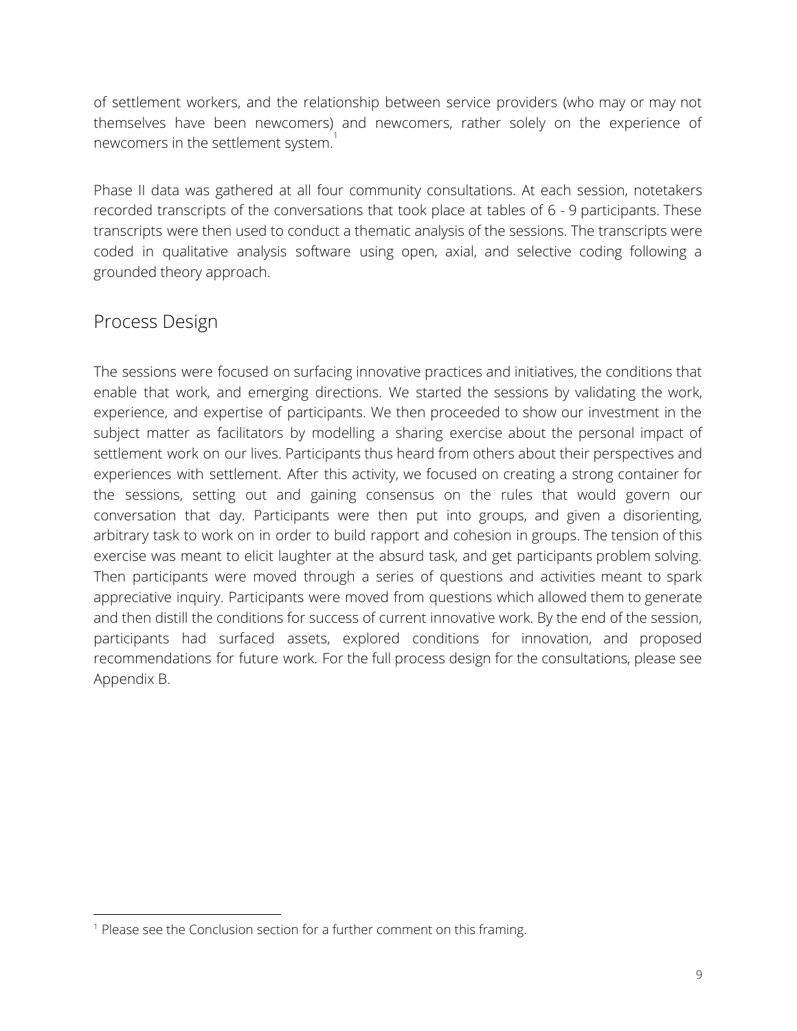of settlement workers, and the relationship between service providers (who may or may not themselves have been newcomers) and newcomers, rather solely on the experience of newcomers in the settlement system.[1]

Phase II data was gathered at all four community consultations. At each session, notetakers recorded transcripts of the conversations that took place at tables of 6 - 9 participants. These transcripts were then used to conduct a thematic analysis of the sessions. The transcripts were coded in qualitative analysis software using open, axial, and selective coding following a grounded theory approach.

## Process Design

The sessions were focused on surfacing innovative practices and initiatives, the conditions that enable that work, and emerging directions. We started the sessions by validating the work, experience, and expertise of participants. We then proceeded to show our investment in the subject matter as facilitators by modelling a sharing exercise about the personal impact of settlement work on our lives. Participants thus heard from others about their perspectives and experiences with settlement. After this activity, we focused on creating a strong container for the sessions, setting out and gaining consensus on the rules that would govern our conversation that day. Participants were then put into groups, and given a disorienting, arbitrary task to work on in order to build rapport and cohesion in groups. The tension of this exercise was meant to elicit laughter at the absurd task, and get participants problem solving. Then participants were moved through a series of questions and activities meant to spark appreciative inquiry. Participants were moved from questions which allowed them to generate and then distill the conditions for success of current innovative work. By the end of the session, participants had surfaced assets, explored conditions for innovation, and proposed recommendations for future work. For the full process design for the consultations, please see Appendix B.

[1] Please see the Conclusion section for a further comment on this framing.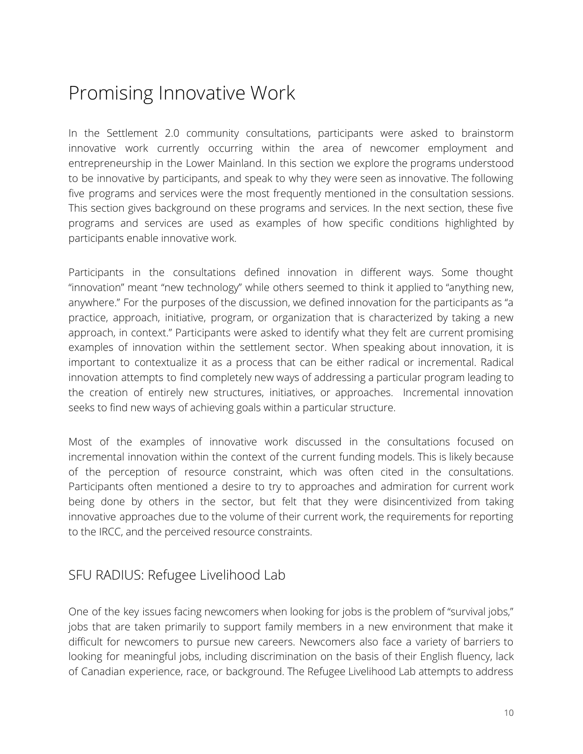# Promising Innovative Work

In the Settlement 2.0 community consultations, participants were asked to brainstorm innovative work currently occurring within the area of newcomer employment and entrepreneurship in the Lower Mainland. In this section we explore the programs understood to be innovative by participants, and speak to why they were seen as innovative. The following five programs and services were the most frequently mentioned in the consultation sessions. This section gives background on these programs and services. In the next section, these five programs and services are used as examples of how specific conditions highlighted by participants enable innovative work.

Participants in the consultations defined innovation in different ways. Some thought "innovation" meant "new technology" while others seemed to think it applied to "anything new, anywhere." For the purposes of the discussion, we defined innovation for the participants as "a practice, approach, initiative, program, or organization that is characterized by taking a new approach, in context." Participants were asked to identify what they felt are current promising examples of innovation within the settlement sector. When speaking about innovation, it is important to contextualize it as a process that can be either radical or incremental. Radical innovation attempts to find completely new ways of addressing a particular program leading to the creation of entirely new structures, initiatives, or approaches. Incremental innovation seeks to find new ways of achieving goals within a particular structure.

Most of the examples of innovative work discussed in the consultations focused on incremental innovation within the context of the current funding models. This is likely because of the perception of resource constraint, which was often cited in the consultations. Participants often mentioned a desire to try to approaches and admiration for current work being done by others in the sector, but felt that they were disincentivized from taking innovative approaches due to the volume of their current work, the requirements for reporting to the IRCC, and the perceived resource constraints.

## SFU RADIUS: Refugee Livelihood Lab

One of the key issues facing newcomers when looking for jobs is the problem of "survival jobs," jobs that are taken primarily to support family members in a new environment that make it difficult for newcomers to pursue new careers. Newcomers also face a variety of barriers to looking for meaningful jobs, including discrimination on the basis of their English fluency, lack of Canadian experience, race, or background. The Refugee Livelihood Lab attempts to address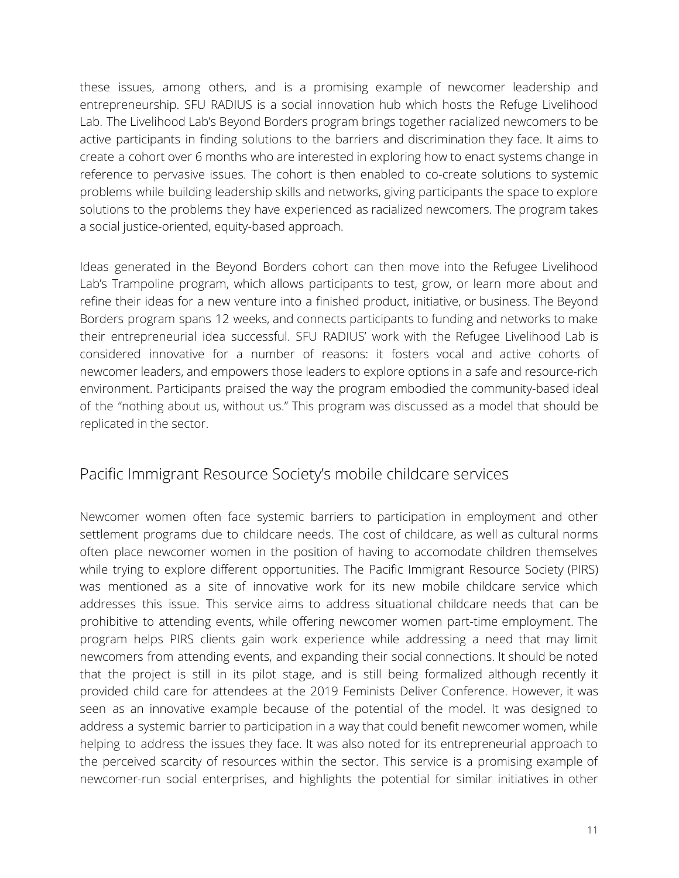these issues, among others, and is a promising example of newcomer leadership and entrepreneurship. SFU RADIUS is a social innovation hub which hosts the Refuge Livelihood Lab. The Livelihood Lab's Beyond Borders program brings together racialized newcomers to be active participants in finding solutions to the barriers and discrimination they face. It aims to create a cohort over 6 months who are interested in exploring how to enact systems change in reference to pervasive issues. The cohort is then enabled to co-create solutions to systemic problems while building leadership skills and networks, giving participants the space to explore solutions to the problems they have experienced as racialized newcomers. The program takes a social justice-oriented, equity-based approach.

Ideas generated in the Beyond Borders cohort can then move into the Refugee Livelihood Lab's Trampoline program, which allows participants to test, grow, or learn more about and refine their ideas for a new venture into a finished product, initiative, or business. The Beyond Borders program spans 12 weeks, and connects participants to funding and networks to make their entrepreneurial idea successful. SFU RADIUS' work with the Refugee Livelihood Lab is considered innovative for a number of reasons: it fosters vocal and active cohorts of newcomer leaders, and empowers those leaders to explore options in a safe and resource-rich environment. Participants praised the way the program embodied the community-based ideal of the "nothing about us, without us." This program was discussed as a model that should be replicated in the sector.

## Pacific Immigrant Resource Society's mobile childcare services

Newcomer women often face systemic barriers to participation in employment and other settlement programs due to childcare needs. The cost of childcare, as well as cultural norms often place newcomer women in the position of having to accomodate children themselves while trying to explore different opportunities. The Pacific Immigrant Resource Society (PIRS) was mentioned as a site of innovative work for its new mobile childcare service which addresses this issue. This service aims to address situational childcare needs that can be prohibitive to attending events, while offering newcomer women part-time employment. The program helps PIRS clients gain work experience while addressing a need that may limit newcomers from attending events, and expanding their social connections. It should be noted that the project is still in its pilot stage, and is still being formalized although recently it provided child care for attendees at the 2019 Feminists Deliver Conference. However, it was seen as an innovative example because of the potential of the model. It was designed to address a systemic barrier to participation in a way that could benefit newcomer women, while helping to address the issues they face. It was also noted for its entrepreneurial approach to the perceived scarcity of resources within the sector. This service is a promising example of newcomer-run social enterprises, and highlights the potential for similar initiatives in other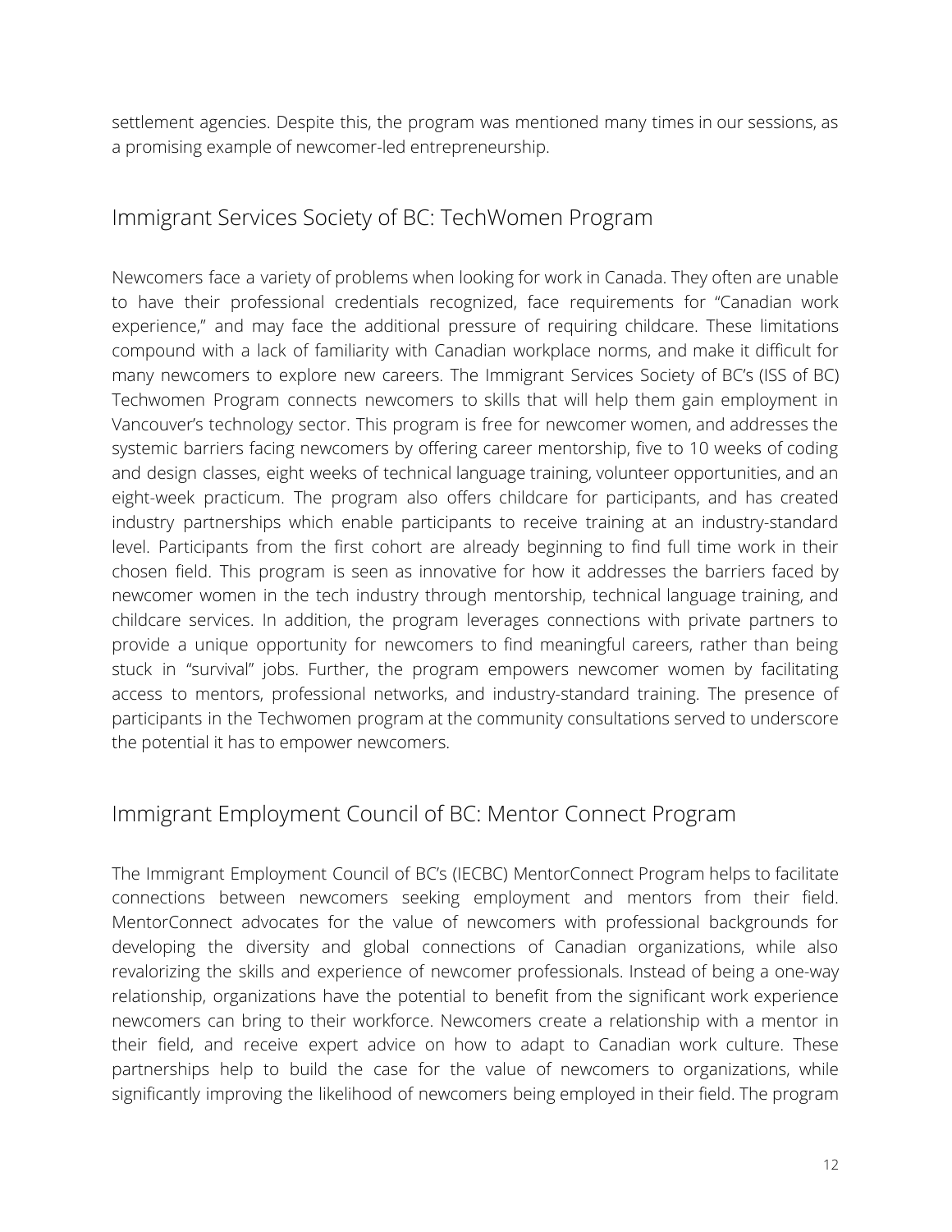settlement agencies. Despite this, the program was mentioned many times in our sessions, as a promising example of newcomer-led entrepreneurship.

## Immigrant Services Society of BC: TechWomen Program

Newcomers face a variety of problems when looking for work in Canada. They often are unable to have their professional credentials recognized, face requirements for "Canadian work experience," and may face the additional pressure of requiring childcare. These limitations compound with a lack of familiarity with Canadian workplace norms, and make it difficult for many newcomers to explore new careers. The Immigrant Services Society of BC's (ISS of BC) Techwomen Program connects newcomers to skills that will help them gain employment in Vancouver's technology sector. This program is free for newcomer women, and addresses the systemic barriers facing newcomers by offering career mentorship, five to 10 weeks of coding and design classes, eight weeks of technical language training, volunteer opportunities, and an eight-week practicum. The program also offers childcare for participants, and has created industry partnerships which enable participants to receive training at an industry-standard level. Participants from the first cohort are already beginning to find full time work in their chosen field. This program is seen as innovative for how it addresses the barriers faced by newcomer women in the tech industry through mentorship, technical language training, and childcare services. In addition, the program leverages connections with private partners to provide a unique opportunity for newcomers to find meaningful careers, rather than being stuck in "survival" jobs. Further, the program empowers newcomer women by facilitating access to mentors, professional networks, and industry-standard training. The presence of participants in the Techwomen program at the community consultations served to underscore the potential it has to empower newcomers.

## Immigrant Employment Council of BC: Mentor Connect Program

The Immigrant Employment Council of BC's (IECBC) MentorConnect Program helps to facilitate connections between newcomers seeking employment and mentors from their field. MentorConnect advocates for the value of newcomers with professional backgrounds for developing the diversity and global connections of Canadian organizations, while also revalorizing the skills and experience of newcomer professionals. Instead of being a one-way relationship, organizations have the potential to benefit from the significant work experience newcomers can bring to their workforce. Newcomers create a relationship with a mentor in their field, and receive expert advice on how to adapt to Canadian work culture. These partnerships help to build the case for the value of newcomers to organizations, while significantly improving the likelihood of newcomers being employed in their field. The program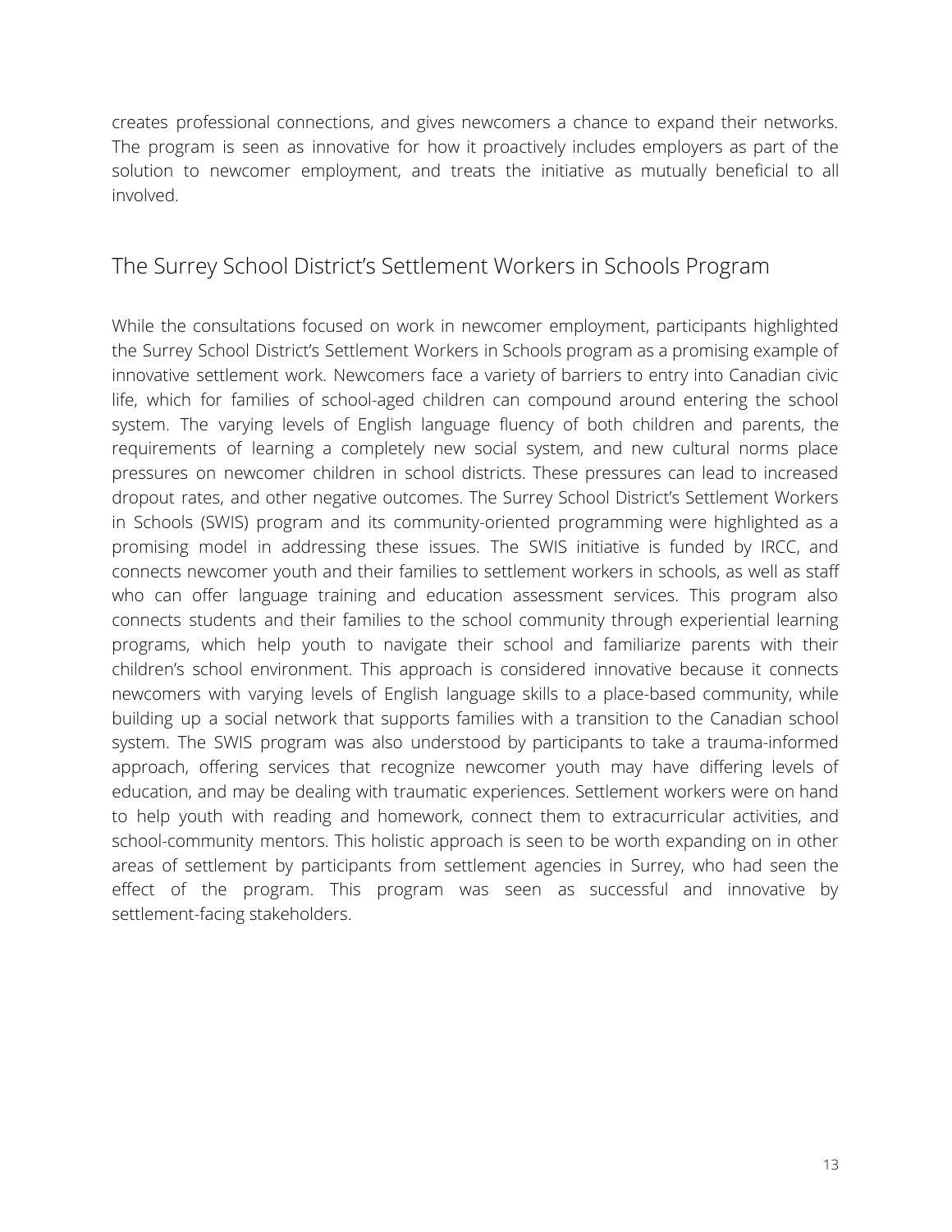creates professional connections, and gives newcomers a chance to expand their networks. The program is seen as innovative for how it proactively includes employers as part of the solution to newcomer employment, and treats the initiative as mutually beneficial to all involved.

## The Surrey School District's Settlement Workers in Schools Program

While the consultations focused on work in newcomer employment, participants highlighted the Surrey School District's Settlement Workers in Schools program as a promising example of innovative settlement work. Newcomers face a variety of barriers to entry into Canadian civic life, which for families of school-aged children can compound around entering the school system. The varying levels of English language fluency of both children and parents, the requirements of learning a completely new social system, and new cultural norms place pressures on newcomer children in school districts. These pressures can lead to increased dropout rates, and other negative outcomes. The Surrey School District's Settlement Workers in Schools (SWIS) program and its community-oriented programming were highlighted as a promising model in addressing these issues. The SWIS initiative is funded by IRCC, and connects newcomer youth and their families to settlement workers in schools, as well as staff who can offer language training and education assessment services. This program also connects students and their families to the school community through experiential learning programs, which help youth to navigate their school and familiarize parents with their children's school environment. This approach is considered innovative because it connects newcomers with varying levels of English language skills to a place-based community, while building up a social network that supports families with a transition to the Canadian school system. The SWIS program was also understood by participants to take a trauma-informed approach, offering services that recognize newcomer youth may have differing levels of education, and may be dealing with traumatic experiences. Settlement workers were on hand to help youth with reading and homework, connect them to extracurricular activities, and school-community mentors. This holistic approach is seen to be worth expanding on in other areas of settlement by participants from settlement agencies in Surrey, who had seen the effect of the program. This program was seen as successful and innovative by settlement-facing stakeholders.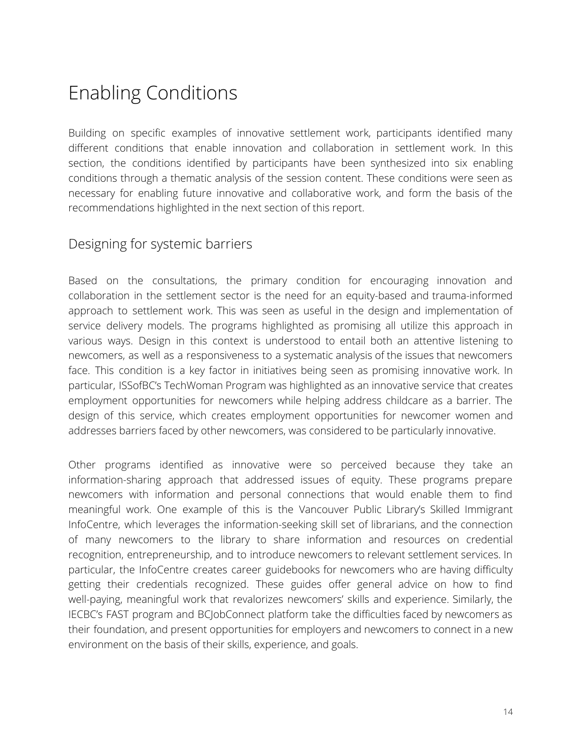# Enabling Conditions

Building on specific examples of innovative settlement work, participants identified many different conditions that enable innovation and collaboration in settlement work. In this section, the conditions identified by participants have been synthesized into six enabling conditions through a thematic analysis of the session content. These conditions were seen as necessary for enabling future innovative and collaborative work, and form the basis of the recommendations highlighted in the next section of this report.

## Designing for systemic barriers

Based on the consultations, the primary condition for encouraging innovation and collaboration in the settlement sector is the need for an equity-based and trauma-informed approach to settlement work. This was seen as useful in the design and implementation of service delivery models. The programs highlighted as promising all utilize this approach in various ways. Design in this context is understood to entail both an attentive listening to newcomers, as well as a responsiveness to a systematic analysis of the issues that newcomers face. This condition is a key factor in initiatives being seen as promising innovative work. In particular, ISSofBC's TechWoman Program was highlighted as an innovative service that creates employment opportunities for newcomers while helping address childcare as a barrier. The design of this service, which creates employment opportunities for newcomer women and addresses barriers faced by other newcomers, was considered to be particularly innovative.

Other programs identified as innovative were so perceived because they take an information-sharing approach that addressed issues of equity. These programs prepare newcomers with information and personal connections that would enable them to find meaningful work. One example of this is the Vancouver Public Library's Skilled Immigrant InfoCentre, which leverages the information-seeking skill set of librarians, and the connection of many newcomers to the library to share information and resources on credential recognition, entrepreneurship, and to introduce newcomers to relevant settlement services. In particular, the InfoCentre creates career guidebooks for newcomers who are having difficulty getting their credentials recognized. These guides offer general advice on how to find well-paying, meaningful work that revalorizes newcomers' skills and experience. Similarly, the IECBC's FAST program and BCJobConnect platform take the difficulties faced by newcomers as their foundation, and present opportunities for employers and newcomers to connect in a new environment on the basis of their skills, experience, and goals.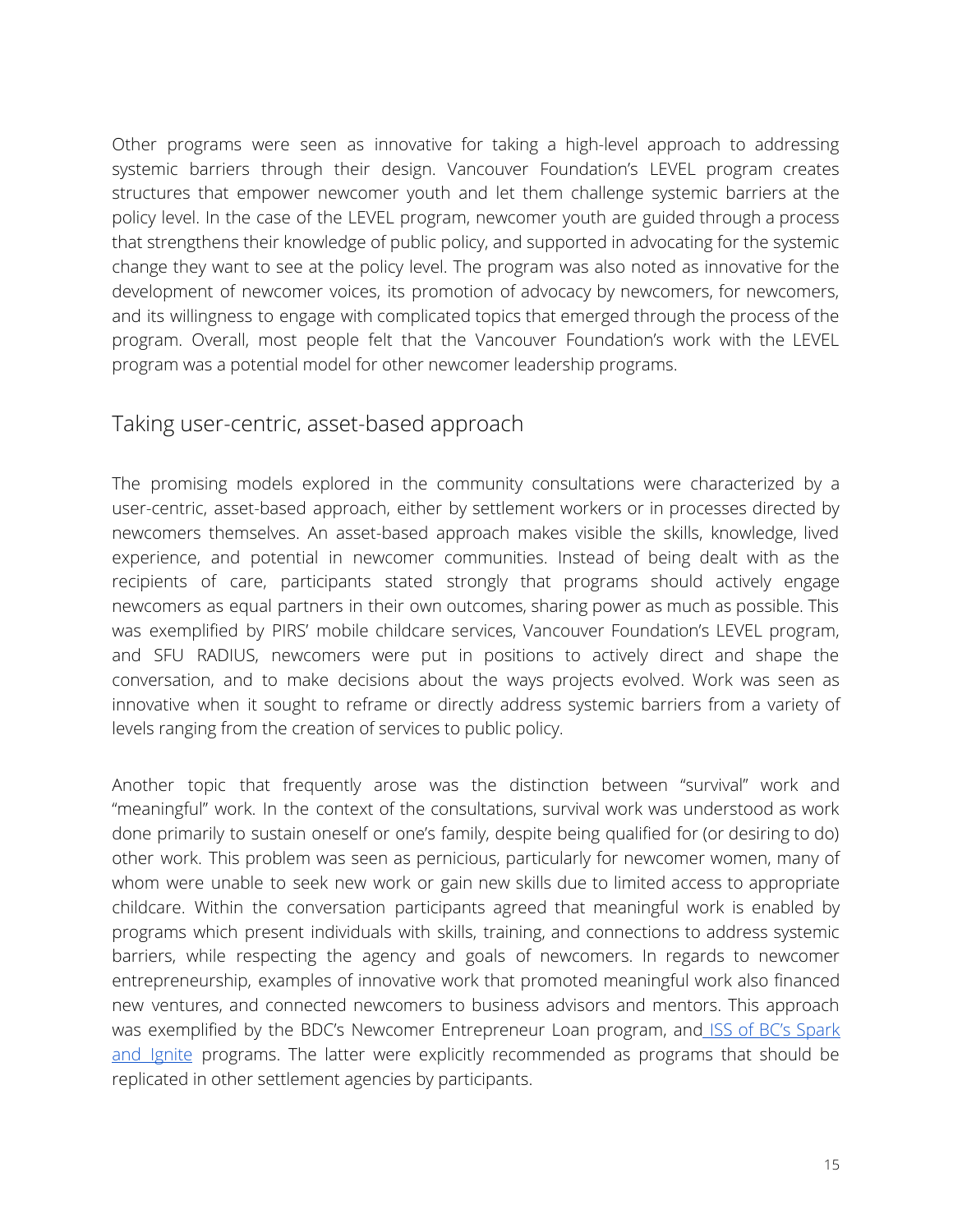Other programs were seen as innovative for taking a high-level approach to addressing systemic barriers through their design. Vancouver Foundation's LEVEL program creates structures that empower newcomer youth and let them challenge systemic barriers at the policy level. In the case of the LEVEL program, newcomer youth are guided through a process that strengthens their knowledge of public policy, and supported in advocating for the systemic change they want to see at the policy level. The program was also noted as innovative for the development of newcomer voices, its promotion of advocacy by newcomers, for newcomers, and its willingness to engage with complicated topics that emerged through the process of the program. Overall, most people felt that the Vancouver Foundation's work with the LEVEL program was a potential model for other newcomer leadership programs.

## Taking user-centric, asset-based approach

The promising models explored in the community consultations were characterized by a user-centric, asset-based approach, either by settlement workers or in processes directed by newcomers themselves. An asset-based approach makes visible the skills, knowledge, lived experience, and potential in newcomer communities. Instead of being dealt with as the recipients of care, participants stated strongly that programs should actively engage newcomers as equal partners in their own outcomes, sharing power as much as possible. This was exemplified by PIRS' mobile childcare services, Vancouver Foundation's LEVEL program, and SFU RADIUS, newcomers were put in positions to actively direct and shape the conversation, and to make decisions about the ways projects evolved. Work was seen as innovative when it sought to reframe or directly address systemic barriers from a variety of levels ranging from the creation of services to public policy.

Another topic that frequently arose was the distinction between "survival" work and "meaningful" work. In the context of the consultations, survival work was understood as work done primarily to sustain oneself or one's family, despite being qualified for (or desiring to do) other work. This problem was seen as pernicious, particularly for newcomer women, many of whom were unable to seek new work or gain new skills due to limited access to appropriate childcare. Within the conversation participants agreed that meaningful work is enabled by programs which present individuals with skills, training, and connections to address systemic barriers, while respecting the agency and goals of newcomers. In regards to newcomer entrepreneurship, examples of innovative work that promoted meaningful work also financed new ventures, and connected newcomers to business advisors and mentors. This approach was exemplified by the BDC's Newcomer Entrepreneur Loan program, and ISS of BC's Spark and Ignite programs. The latter were explicitly recommended as programs that should be replicated in other settlement agencies by participants.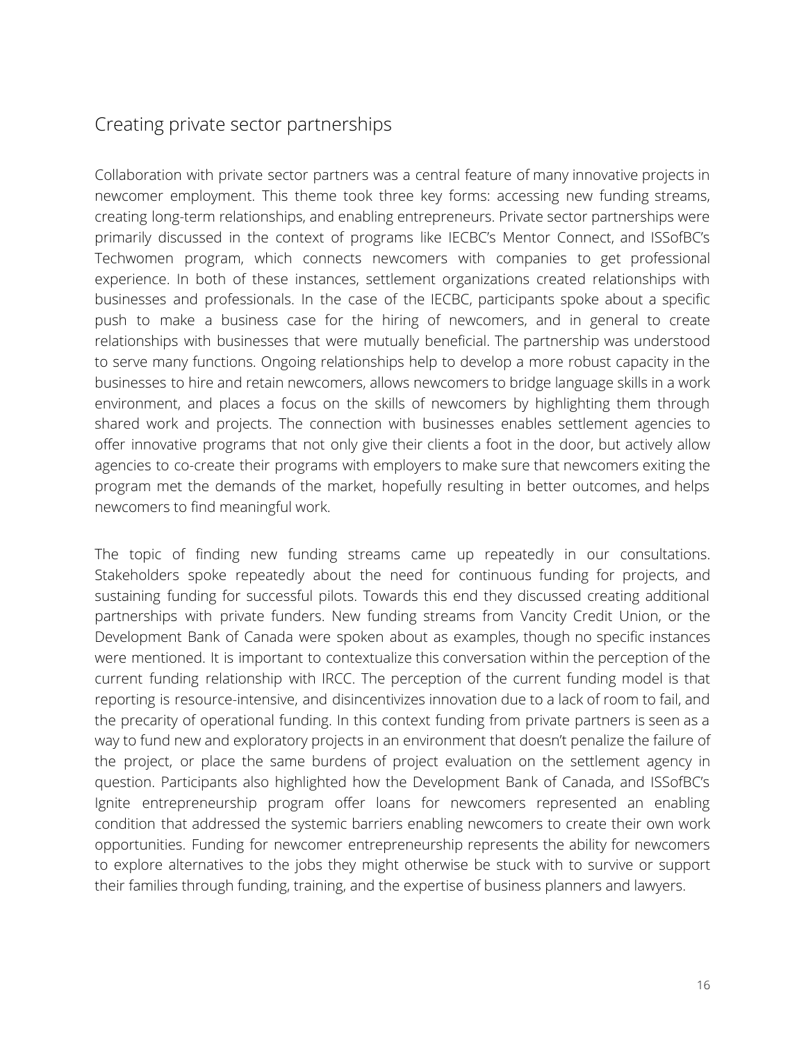## Creating private sector partnerships

Collaboration with private sector partners was a central feature of many innovative projects in newcomer employment. This theme took three key forms: accessing new funding streams, creating long-term relationships, and enabling entrepreneurs. Private sector partnerships were primarily discussed in the context of programs like IECBC's Mentor Connect, and ISSofBC's Techwomen program, which connects newcomers with companies to get professional experience. In both of these instances, settlement organizations created relationships with businesses and professionals. In the case of the IECBC, participants spoke about a specific push to make a business case for the hiring of newcomers, and in general to create relationships with businesses that were mutually beneficial. The partnership was understood to serve many functions. Ongoing relationships help to develop a more robust capacity in the businesses to hire and retain newcomers, allows newcomers to bridge language skills in a work environment, and places a focus on the skills of newcomers by highlighting them through shared work and projects. The connection with businesses enables settlement agencies to offer innovative programs that not only give their clients a foot in the door, but actively allow agencies to co-create their programs with employers to make sure that newcomers exiting the program met the demands of the market, hopefully resulting in better outcomes, and helps newcomers to find meaningful work.

The topic of finding new funding streams came up repeatedly in our consultations. Stakeholders spoke repeatedly about the need for continuous funding for projects, and sustaining funding for successful pilots. Towards this end they discussed creating additional partnerships with private funders. New funding streams from Vancity Credit Union, or the Development Bank of Canada were spoken about as examples, though no specific instances were mentioned. It is important to contextualize this conversation within the perception of the current funding relationship with IRCC. The perception of the current funding model is that reporting is resource-intensive, and disincentivizes innovation due to a lack of room to fail, and the precarity of operational funding. In this context funding from private partners is seen as a way to fund new and exploratory projects in an environment that doesn't penalize the failure of the project, or place the same burdens of project evaluation on the settlement agency in question. Participants also highlighted how the Development Bank of Canada, and ISSofBC's Ignite entrepreneurship program offer loans for newcomers represented an enabling condition that addressed the systemic barriers enabling newcomers to create their own work opportunities. Funding for newcomer entrepreneurship represents the ability for newcomers to explore alternatives to the jobs they might otherwise be stuck with to survive or support their families through funding, training, and the expertise of business planners and lawyers.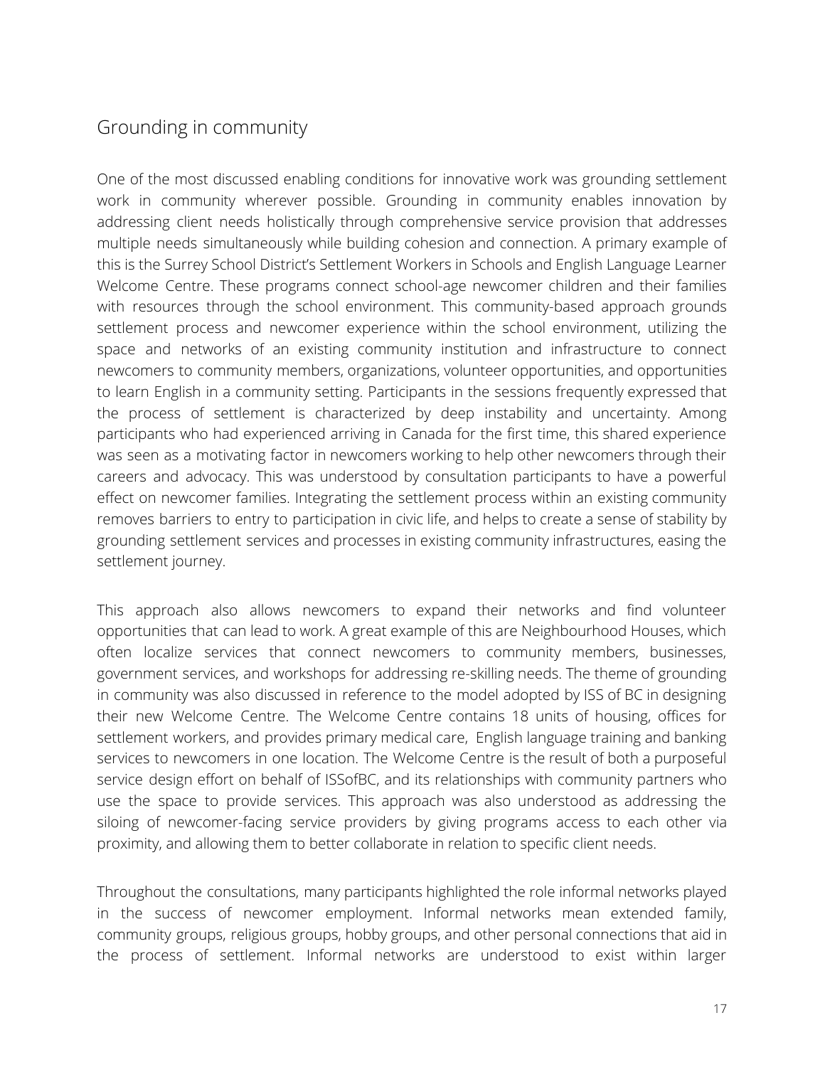## Grounding in community

One of the most discussed enabling conditions for innovative work was grounding settlement work in community wherever possible. Grounding in community enables innovation by addressing client needs holistically through comprehensive service provision that addresses multiple needs simultaneously while building cohesion and connection. A primary example of this is the Surrey School District's Settlement Workers in Schools and English Language Learner Welcome Centre. These programs connect school-age newcomer children and their families with resources through the school environment. This community-based approach grounds settlement process and newcomer experience within the school environment, utilizing the space and networks of an existing community institution and infrastructure to connect newcomers to community members, organizations, volunteer opportunities, and opportunities to learn English in a community setting. Participants in the sessions frequently expressed that the process of settlement is characterized by deep instability and uncertainty. Among participants who had experienced arriving in Canada for the first time, this shared experience was seen as a motivating factor in newcomers working to help other newcomers through their careers and advocacy. This was understood by consultation participants to have a powerful effect on newcomer families. Integrating the settlement process within an existing community removes barriers to entry to participation in civic life, and helps to create a sense of stability by grounding settlement services and processes in existing community infrastructures, easing the settlement journey.

This approach also allows newcomers to expand their networks and find volunteer opportunities that can lead to work. A great example of this are Neighbourhood Houses, which often localize services that connect newcomers to community members, businesses, government services, and workshops for addressing re-skilling needs. The theme of grounding in community was also discussed in reference to the model adopted by ISS of BC in designing their new Welcome Centre. The Welcome Centre contains 18 units of housing, offices for settlement workers, and provides primary medical care, English language training and banking services to newcomers in one location. The Welcome Centre is the result of both a purposeful service design effort on behalf of ISSofBC, and its relationships with community partners who use the space to provide services. This approach was also understood as addressing the siloing of newcomer-facing service providers by giving programs access to each other via proximity, and allowing them to better collaborate in relation to specific client needs.

Throughout the consultations, many participants highlighted the role informal networks played in the success of newcomer employment. Informal networks mean extended family, community groups, religious groups, hobby groups, and other personal connections that aid in the process of settlement. Informal networks are understood to exist within larger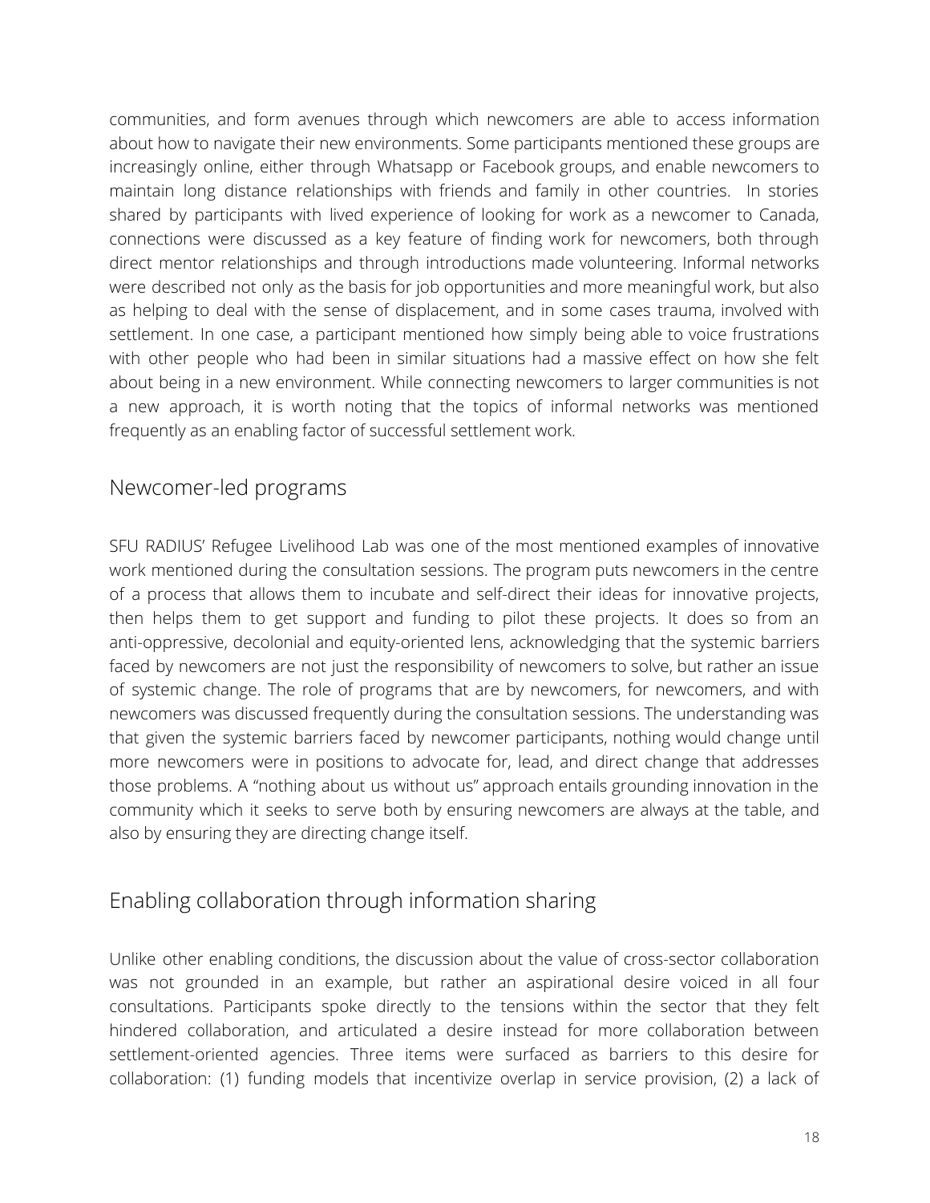communities, and form avenues through which newcomers are able to access information about how to navigate their new environments. Some participants mentioned these groups are increasingly online, either through Whatsapp or Facebook groups, and enable newcomers to maintain long distance relationships with friends and family in other countries. In stories shared by participants with lived experience of looking for work as a newcomer to Canada, connections were discussed as a key feature of finding work for newcomers, both through direct mentor relationships and through introductions made volunteering. Informal networks were described not only as the basis for job opportunities and more meaningful work, but also as helping to deal with the sense of displacement, and in some cases trauma, involved with settlement. In one case, a participant mentioned how simply being able to voice frustrations with other people who had been in similar situations had a massive effect on how she felt about being in a new environment. While connecting newcomers to larger communities is not a new approach, it is worth noting that the topics of informal networks was mentioned frequently as an enabling factor of successful settlement work.

## Newcomer-led programs

SFU RADIUS' Refugee Livelihood Lab was one of the most mentioned examples of innovative work mentioned during the consultation sessions. The program puts newcomers in the centre of a process that allows them to incubate and self-direct their ideas for innovative projects, then helps them to get support and funding to pilot these projects. It does so from an anti-oppressive, decolonial and equity-oriented lens, acknowledging that the systemic barriers faced by newcomers are not just the responsibility of newcomers to solve, but rather an issue of systemic change. The role of programs that are by newcomers, for newcomers, and with newcomers was discussed frequently during the consultation sessions. The understanding was that given the systemic barriers faced by newcomer participants, nothing would change until more newcomers were in positions to advocate for, lead, and direct change that addresses those problems. A "nothing about us without us" approach entails grounding innovation in the community which it seeks to serve both by ensuring newcomers are always at the table, and also by ensuring they are directing change itself.

## Enabling collaboration through information sharing

Unlike other enabling conditions, the discussion about the value of cross-sector collaboration was not grounded in an example, but rather an aspirational desire voiced in all four consultations. Participants spoke directly to the tensions within the sector that they felt hindered collaboration, and articulated a desire instead for more collaboration between settlement-oriented agencies. Three items were surfaced as barriers to this desire for collaboration: (1) funding models that incentivize overlap in service provision, (2) a lack of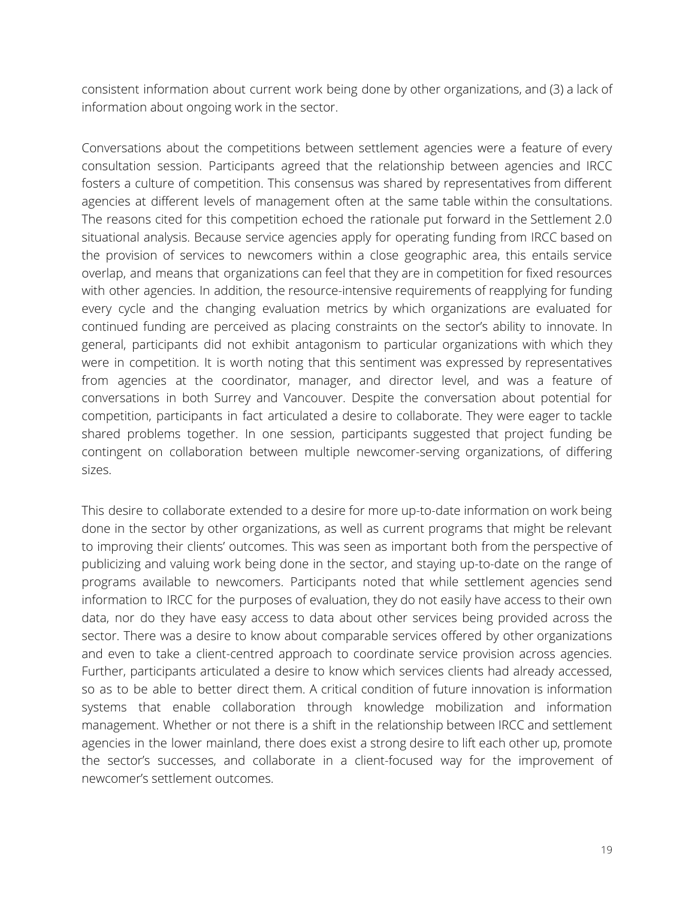consistent information about current work being done by other organizations, and (3) a lack of information about ongoing work in the sector.

Conversations about the competitions between settlement agencies were a feature of every consultation session. Participants agreed that the relationship between agencies and IRCC fosters a culture of competition. This consensus was shared by representatives from different agencies at different levels of management often at the same table within the consultations. The reasons cited for this competition echoed the rationale put forward in the Settlement 2.0 situational analysis. Because service agencies apply for operating funding from IRCC based on the provision of services to newcomers within a close geographic area, this entails service overlap, and means that organizations can feel that they are in competition for fixed resources with other agencies. In addition, the resource-intensive requirements of reapplying for funding every cycle and the changing evaluation metrics by which organizations are evaluated for continued funding are perceived as placing constraints on the sector's ability to innovate. In general, participants did not exhibit antagonism to particular organizations with which they were in competition. It is worth noting that this sentiment was expressed by representatives from agencies at the coordinator, manager, and director level, and was a feature of conversations in both Surrey and Vancouver. Despite the conversation about potential for competition, participants in fact articulated a desire to collaborate. They were eager to tackle shared problems together. In one session, participants suggested that project funding be contingent on collaboration between multiple newcomer-serving organizations, of differing sizes.

This desire to collaborate extended to a desire for more up-to-date information on work being done in the sector by other organizations, as well as current programs that might be relevant to improving their clients' outcomes. This was seen as important both from the perspective of publicizing and valuing work being done in the sector, and staying up-to-date on the range of programs available to newcomers. Participants noted that while settlement agencies send information to IRCC for the purposes of evaluation, they do not easily have access to their own data, nor do they have easy access to data about other services being provided across the sector. There was a desire to know about comparable services offered by other organizations and even to take a client-centred approach to coordinate service provision across agencies. Further, participants articulated a desire to know which services clients had already accessed, so as to be able to better direct them. A critical condition of future innovation is information systems that enable collaboration through knowledge mobilization and information management. Whether or not there is a shift in the relationship between IRCC and settlement agencies in the lower mainland, there does exist a strong desire to lift each other up, promote the sector's successes, and collaborate in a client-focused way for the improvement of newcomer's settlement outcomes.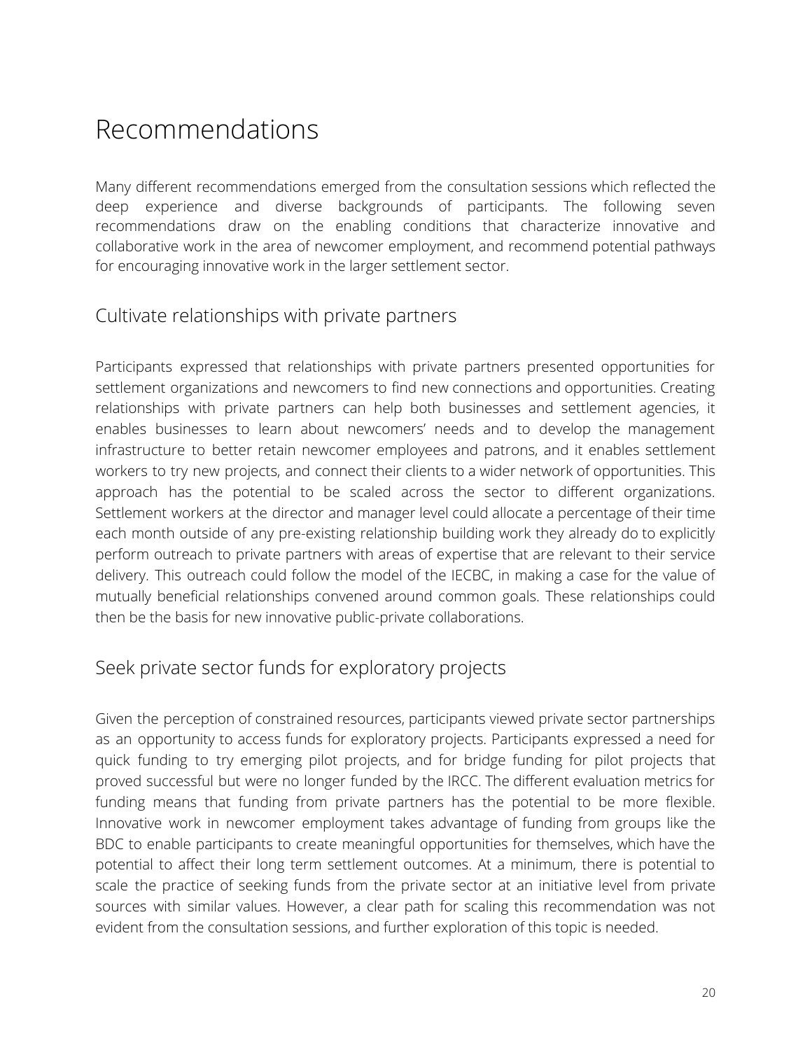# Recommendations

Many different recommendations emerged from the consultation sessions which reflected the deep experience and diverse backgrounds of participants. The following seven recommendations draw on the enabling conditions that characterize innovative and collaborative work in the area of newcomer employment, and recommend potential pathways for encouraging innovative work in the larger settlement sector.

## Cultivate relationships with private partners

Participants expressed that relationships with private partners presented opportunities for settlement organizations and newcomers to find new connections and opportunities. Creating relationships with private partners can help both businesses and settlement agencies, it enables businesses to learn about newcomers' needs and to develop the management infrastructure to better retain newcomer employees and patrons, and it enables settlement workers to try new projects, and connect their clients to a wider network of opportunities. This approach has the potential to be scaled across the sector to different organizations. Settlement workers at the director and manager level could allocate a percentage of their time each month outside of any pre-existing relationship building work they already do to explicitly perform outreach to private partners with areas of expertise that are relevant to their service delivery. This outreach could follow the model of the IECBC, in making a case for the value of mutually beneficial relationships convened around common goals. These relationships could then be the basis for new innovative public-private collaborations.

## Seek private sector funds for exploratory projects

Given the perception of constrained resources, participants viewed private sector partnerships as an opportunity to access funds for exploratory projects. Participants expressed a need for quick funding to try emerging pilot projects, and for bridge funding for pilot projects that proved successful but were no longer funded by the IRCC. The different evaluation metrics for funding means that funding from private partners has the potential to be more flexible. Innovative work in newcomer employment takes advantage of funding from groups like the BDC to enable participants to create meaningful opportunities for themselves, which have the potential to affect their long term settlement outcomes. At a minimum, there is potential to scale the practice of seeking funds from the private sector at an initiative level from private sources with similar values. However, a clear path for scaling this recommendation was not evident from the consultation sessions, and further exploration of this topic is needed.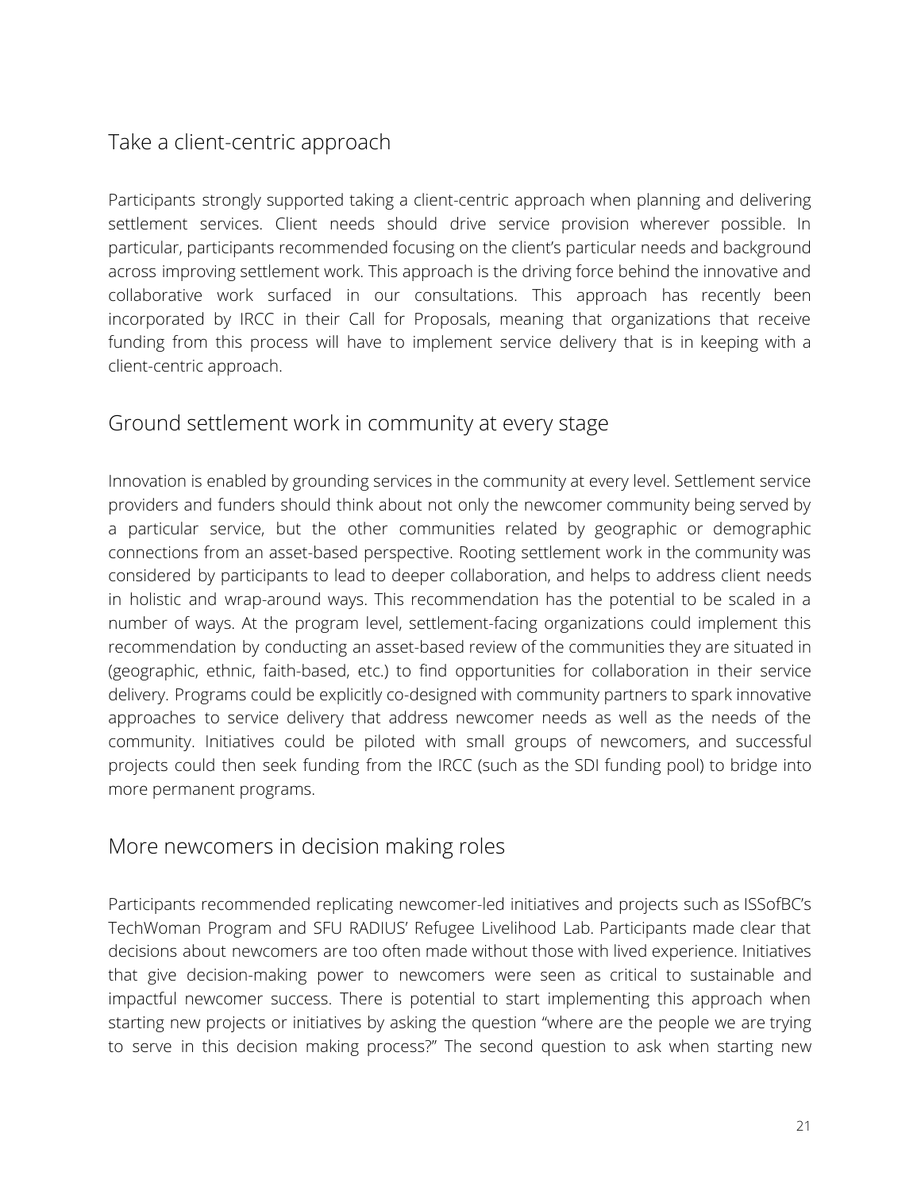## Take a client-centric approach

Participants strongly supported taking a client-centric approach when planning and delivering settlement services. Client needs should drive service provision wherever possible. In particular, participants recommended focusing on the client's particular needs and background across improving settlement work. This approach is the driving force behind the innovative and collaborative work surfaced in our consultations. This approach has recently been incorporated by IRCC in their Call for Proposals, meaning that organizations that receive funding from this process will have to implement service delivery that is in keeping with a client-centric approach.

## Ground settlement work in community at every stage

Innovation is enabled by grounding services in the community at every level. Settlement service providers and funders should think about not only the newcomer community being served by a particular service, but the other communities related by geographic or demographic connections from an asset-based perspective. Rooting settlement work in the community was considered by participants to lead to deeper collaboration, and helps to address client needs in holistic and wrap-around ways. This recommendation has the potential to be scaled in a number of ways. At the program level, settlement-facing organizations could implement this recommendation by conducting an asset-based review of the communities they are situated in (geographic, ethnic, faith-based, etc.) to find opportunities for collaboration in their service delivery. Programs could be explicitly co-designed with community partners to spark innovative approaches to service delivery that address newcomer needs as well as the needs of the community. Initiatives could be piloted with small groups of newcomers, and successful projects could then seek funding from the IRCC (such as the SDI funding pool) to bridge into more permanent programs.

## More newcomers in decision making roles

Participants recommended replicating newcomer-led initiatives and projects such as ISSofBC's TechWoman Program and SFU RADIUS' Refugee Livelihood Lab. Participants made clear that decisions about newcomers are too often made without those with lived experience. Initiatives that give decision-making power to newcomers were seen as critical to sustainable and impactful newcomer success. There is potential to start implementing this approach when starting new projects or initiatives by asking the question "where are the people we are trying to serve in this decision making process?" The second question to ask when starting new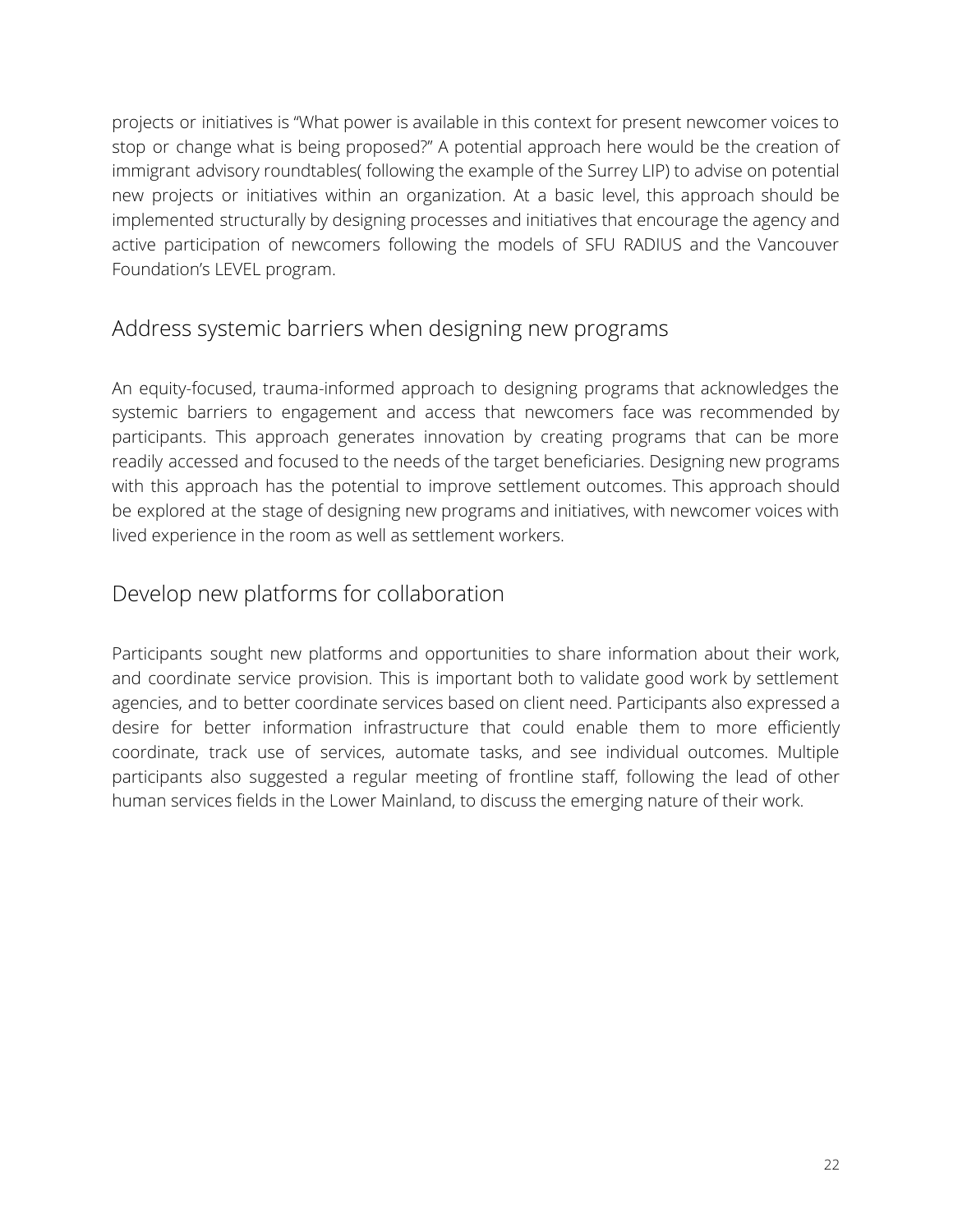projects or initiatives is "What power is available in this context for present newcomer voices to stop or change what is being proposed?" A potential approach here would be the creation of immigrant advisory roundtables( following the example of the Surrey LIP) to advise on potential new projects or initiatives within an organization. At a basic level, this approach should be implemented structurally by designing processes and initiatives that encourage the agency and active participation of newcomers following the models of SFU RADIUS and the Vancouver Foundation's LEVEL program.

## Address systemic barriers when designing new programs

An equity-focused, trauma-informed approach to designing programs that acknowledges the systemic barriers to engagement and access that newcomers face was recommended by participants. This approach generates innovation by creating programs that can be more readily accessed and focused to the needs of the target beneficiaries. Designing new programs with this approach has the potential to improve settlement outcomes. This approach should be explored at the stage of designing new programs and initiatives, with newcomer voices with lived experience in the room as well as settlement workers.

## Develop new platforms for collaboration

Participants sought new platforms and opportunities to share information about their work, and coordinate service provision. This is important both to validate good work by settlement agencies, and to better coordinate services based on client need. Participants also expressed a desire for better information infrastructure that could enable them to more efficiently coordinate, track use of services, automate tasks, and see individual outcomes. Multiple participants also suggested a regular meeting of frontline staff, following the lead of other human services fields in the Lower Mainland, to discuss the emerging nature of their work.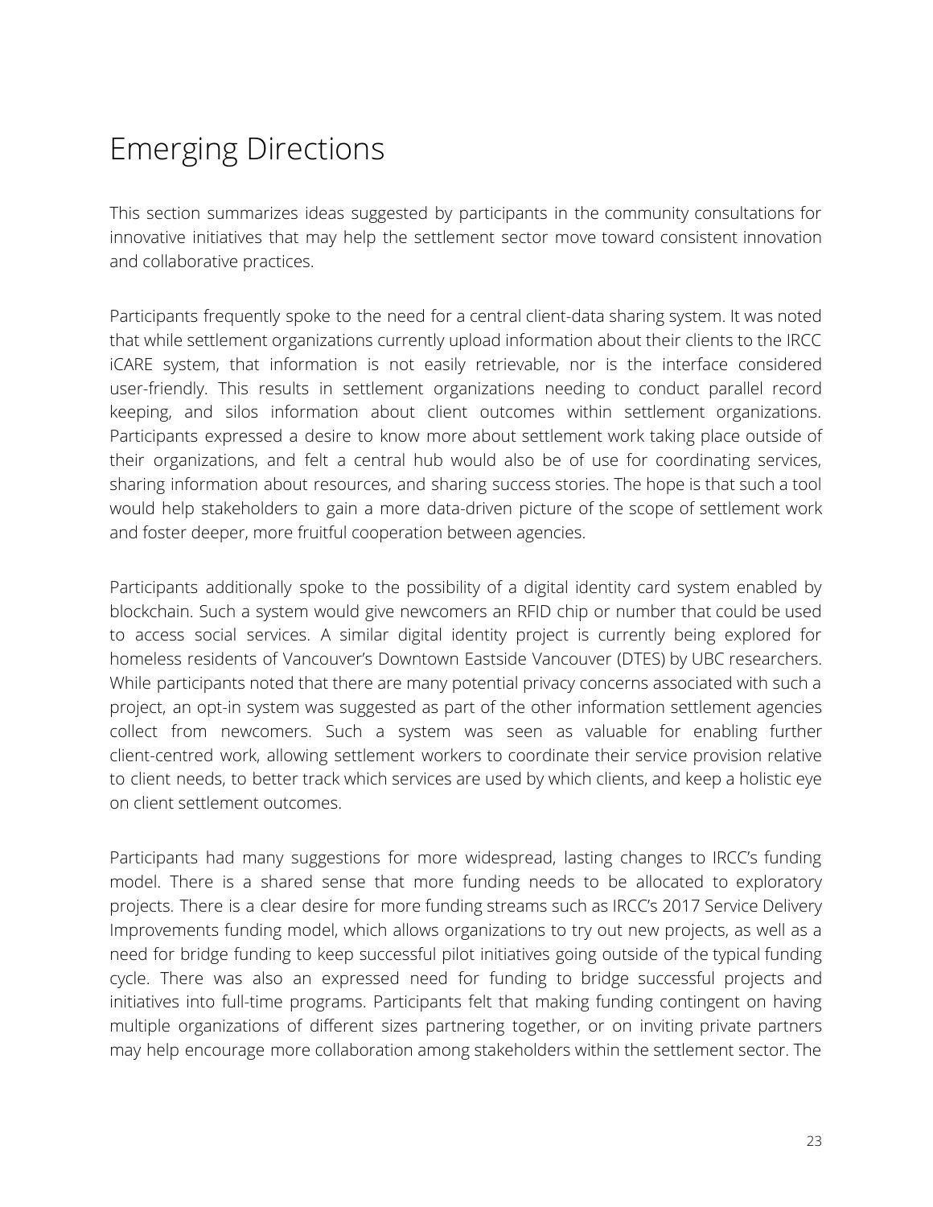# Emerging Directions

This section summarizes ideas suggested by participants in the community consultations for innovative initiatives that may help the settlement sector move toward consistent innovation and collaborative practices.

Participants frequently spoke to the need for a central client-data sharing system. It was noted that while settlement organizations currently upload information about their clients to the IRCC iCARE system, that information is not easily retrievable, nor is the interface considered user-friendly. This results in settlement organizations needing to conduct parallel record keeping, and silos information about client outcomes within settlement organizations. Participants expressed a desire to know more about settlement work taking place outside of their organizations, and felt a central hub would also be of use for coordinating services, sharing information about resources, and sharing success stories. The hope is that such a tool would help stakeholders to gain a more data-driven picture of the scope of settlement work and foster deeper, more fruitful cooperation between agencies.

Participants additionally spoke to the possibility of a digital identity card system enabled by blockchain. Such a system would give newcomers an RFID chip or number that could be used to access social services. A similar digital identity project is currently being explored for homeless residents of Vancouver's Downtown Eastside Vancouver (DTES) by UBC researchers. While participants noted that there are many potential privacy concerns associated with such a project, an opt-in system was suggested as part of the other information settlement agencies collect from newcomers. Such a system was seen as valuable for enabling further client-centred work, allowing settlement workers to coordinate their service provision relative to client needs, to better track which services are used by which clients, and keep a holistic eye on client settlement outcomes.

Participants had many suggestions for more widespread, lasting changes to IRCC's funding model. There is a shared sense that more funding needs to be allocated to exploratory projects. There is a clear desire for more funding streams such as IRCC's 2017 Service Delivery Improvements funding model, which allows organizations to try out new projects, as well as a need for bridge funding to keep successful pilot initiatives going outside of the typical funding cycle. There was also an expressed need for funding to bridge successful projects and initiatives into full-time programs. Participants felt that making funding contingent on having multiple organizations of different sizes partnering together, or on inviting private partners may help encourage more collaboration among stakeholders within the settlement sector. The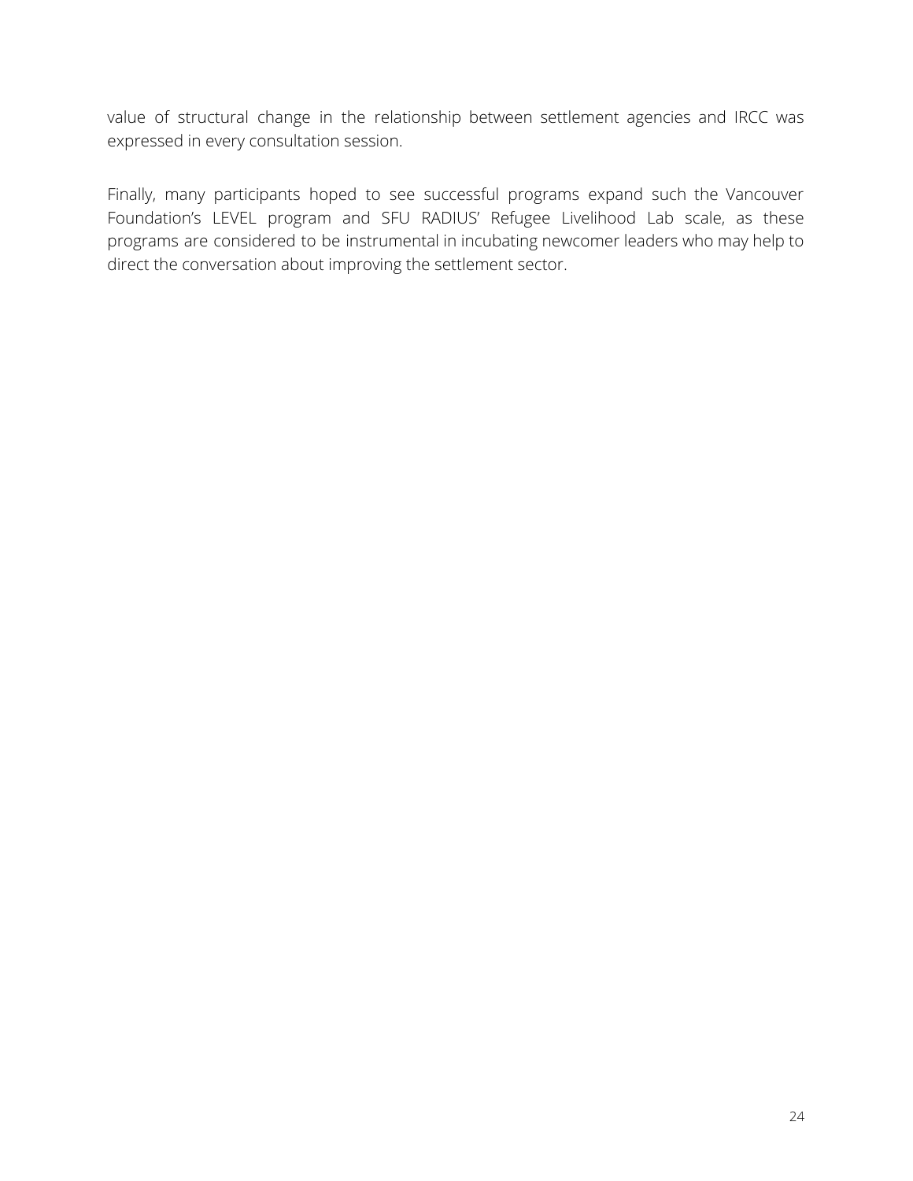value of structural change in the relationship between settlement agencies and IRCC was expressed in every consultation session.

Finally, many participants hoped to see successful programs expand such the Vancouver Foundation's LEVEL program and SFU RADIUS' Refugee Livelihood Lab scale, as these programs are considered to be instrumental in incubating newcomer leaders who may help to direct the conversation about improving the settlement sector.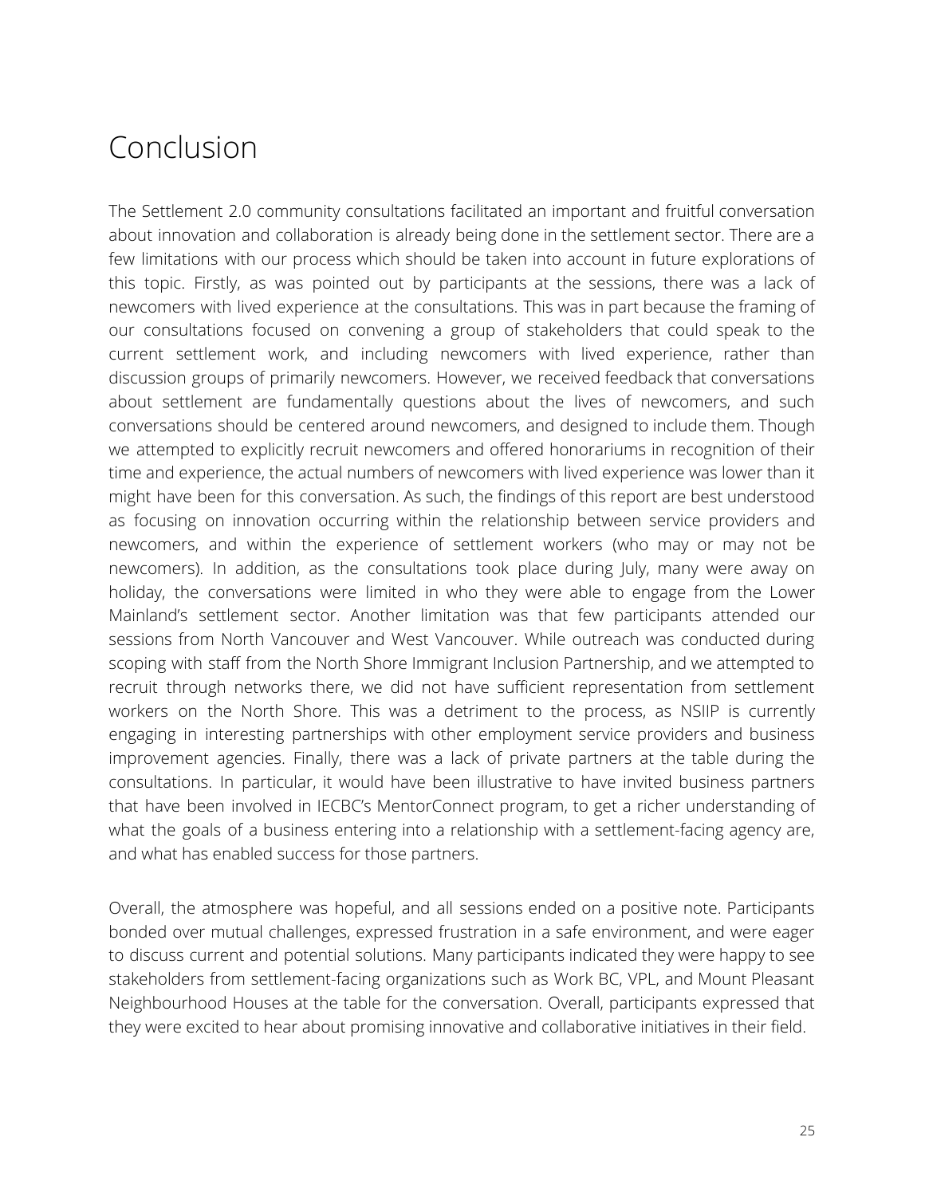# Conclusion

The Settlement 2.0 community consultations facilitated an important and fruitful conversation about innovation and collaboration is already being done in the settlement sector. There are a few limitations with our process which should be taken into account in future explorations of this topic. Firstly, as was pointed out by participants at the sessions, there was a lack of newcomers with lived experience at the consultations. This was in part because the framing of our consultations focused on convening a group of stakeholders that could speak to the current settlement work, and including newcomers with lived experience, rather than discussion groups of primarily newcomers. However, we received feedback that conversations about settlement are fundamentally questions about the lives of newcomers, and such conversations should be centered around newcomers, and designed to include them. Though we attempted to explicitly recruit newcomers and offered honorariums in recognition of their time and experience, the actual numbers of newcomers with lived experience was lower than it might have been for this conversation. As such, the findings of this report are best understood as focusing on innovation occurring within the relationship between service providers and newcomers, and within the experience of settlement workers (who may or may not be newcomers). In addition, as the consultations took place during July, many were away on holiday, the conversations were limited in who they were able to engage from the Lower Mainland's settlement sector. Another limitation was that few participants attended our sessions from North Vancouver and West Vancouver. While outreach was conducted during scoping with staff from the North Shore Immigrant Inclusion Partnership, and we attempted to recruit through networks there, we did not have sufficient representation from settlement workers on the North Shore. This was a detriment to the process, as NSIIP is currently engaging in interesting partnerships with other employment service providers and business improvement agencies. Finally, there was a lack of private partners at the table during the consultations. In particular, it would have been illustrative to have invited business partners that have been involved in IECBC's MentorConnect program, to get a richer understanding of what the goals of a business entering into a relationship with a settlement-facing agency are, and what has enabled success for those partners.

Overall, the atmosphere was hopeful, and all sessions ended on a positive note. Participants bonded over mutual challenges, expressed frustration in a safe environment, and were eager to discuss current and potential solutions. Many participants indicated they were happy to see stakeholders from settlement-facing organizations such as Work BC, VPL, and Mount Pleasant Neighbourhood Houses at the table for the conversation. Overall, participants expressed that they were excited to hear about promising innovative and collaborative initiatives in their field.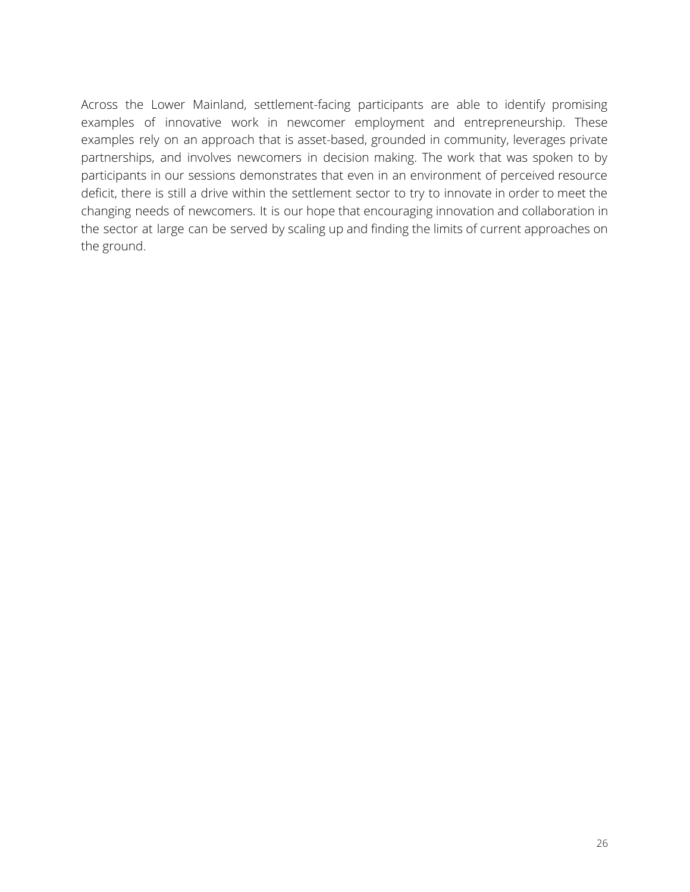Across the Lower Mainland, settlement-facing participants are able to identify promising examples of innovative work in newcomer employment and entrepreneurship. These examples rely on an approach that is asset-based, grounded in community, leverages private partnerships, and involves newcomers in decision making. The work that was spoken to by participants in our sessions demonstrates that even in an environment of perceived resource deficit, there is still a drive within the settlement sector to try to innovate in order to meet the changing needs of newcomers. It is our hope that encouraging innovation and collaboration in the sector at large can be served by scaling up and finding the limits of current approaches on the ground.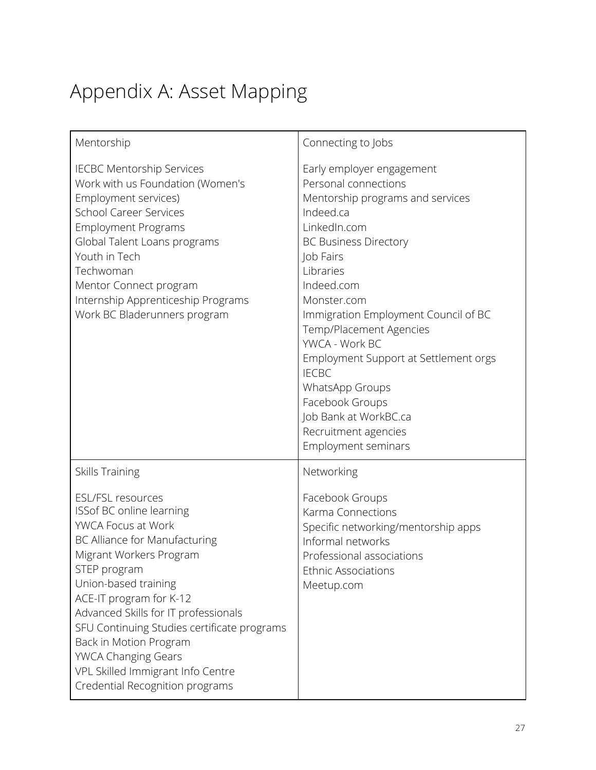# Appendix A: Asset Mapping

| Mentorship | Connecting to Jobs |
|---|---|
| IECBC Mentorship Services<br>Work with us Foundation (Women's Employment services)<br>School Career Services<br>Employment Programs<br>Global Talent Loans programs<br>Youth in Tech<br>Techwoman<br>Mentor Connect program<br>Internship Apprenticeship Programs<br>Work BC Bladerunners program | Early employer engagement<br>Personal connections<br>Mentorship programs and services<br>Indeed.ca<br>LinkedIn.com<br>BC Business Directory<br>Job Fairs<br>Libraries<br>Indeed.com<br>Monster.com<br>Immigration Employment Council of BC<br>Temp/Placement Agencies<br>YWCA - Work BC<br>Employment Support at Settlement orgs<br>IECBC<br>WhatsApp Groups<br>Facebook Groups<br>Job Bank at WorkBC.ca<br>Recruitment agencies<br>Employment seminars |
| **Skills Training** | **Networking** |
| ESL/FSL resources<br>ISSof BC online learning<br>YWCA Focus at Work<br>BC Alliance for Manufacturing<br>Migrant Workers Program<br>STEP program<br>Union-based training<br>ACE-IT program for K-12<br>Advanced Skills for IT professionals<br>SFU Continuing Studies certificate programs<br>Back in Motion Program<br>YWCA Changing Gears<br>VPL Skilled Immigrant Info Centre<br>Credential Recognition programs | Facebook Groups<br>Karma Connections<br>Specific networking/mentorship apps<br>Informal networks<br>Professional associations<br>Ethnic Associations<br>Meetup.com |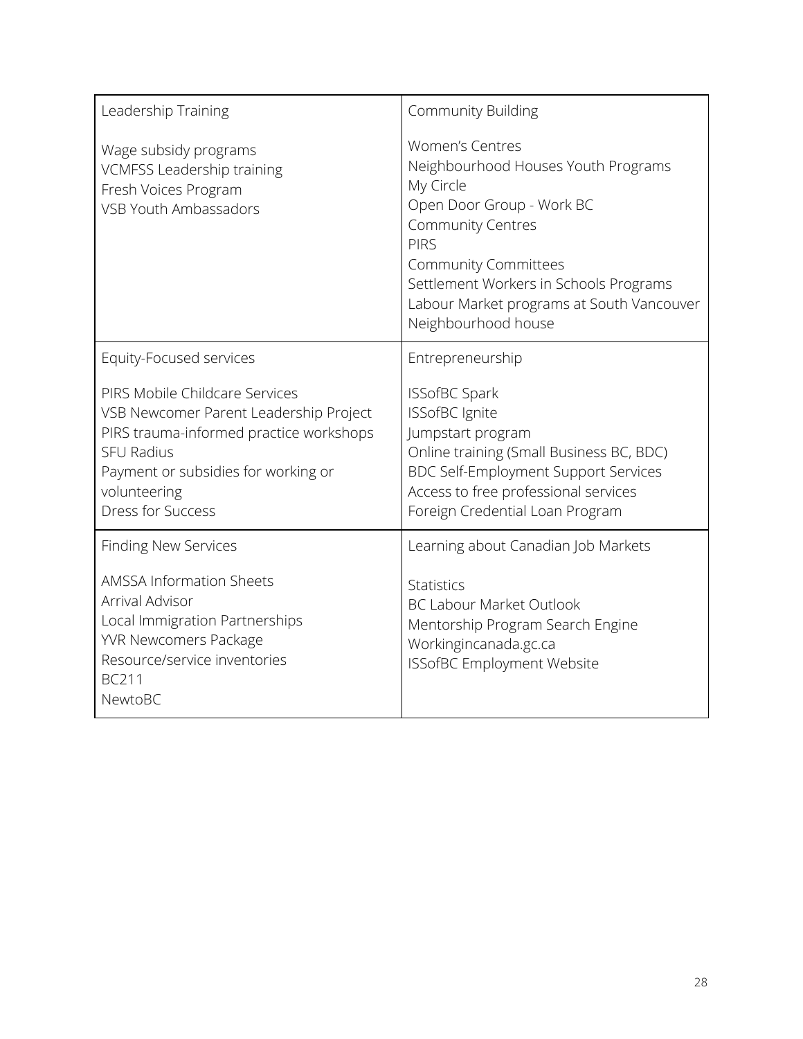| Leadership Training<br><br>Wage subsidy programs<br>VCMFSS Leadership training<br>Fresh Voices Program<br>VSB Youth Ambassadors | Community Building<br><br>Women's Centres<br>Neighbourhood Houses Youth Programs<br>My Circle<br>Open Door Group - Work BC<br>Community Centres<br>PIRS<br>Community Committees<br>Settlement Workers in Schools Programs<br>Labour Market programs at South Vancouver Neighbourhood house |
|---|---|
| Equity-Focused services<br><br>PIRS Mobile Childcare Services<br>VSB Newcomer Parent Leadership Project<br>PIRS trauma-informed practice workshops<br>SFU Radius<br>Payment or subsidies for working or volunteering<br>Dress for Success | Entrepreneurship<br><br>ISSofBC Spark<br>ISSofBC Ignite<br>Jumpstart program<br>Online training (Small Business BC, BDC)<br>BDC Self-Employment Support Services<br>Access to free professional services<br>Foreign Credential Loan Program |
| Finding New Services<br><br>AMSSA Information Sheets<br>Arrival Advisor<br>Local Immigration Partnerships<br>YVR Newcomers Package<br>Resource/service inventories<br>BC211<br>NewtoBC | Learning about Canadian Job Markets<br><br>Statistics<br>BC Labour Market Outlook<br>Mentorship Program Search Engine<br>Workingincanada.gc.ca<br>ISSofBC Employment Website |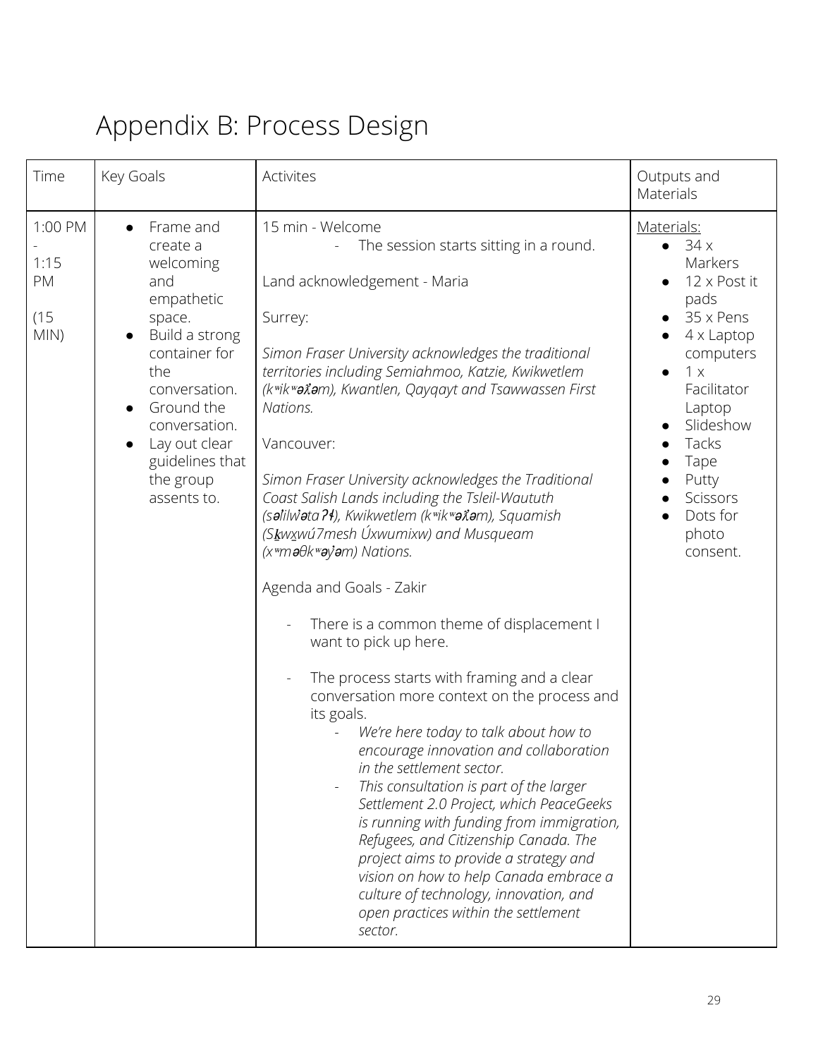# Appendix B: Process Design

| Time | Key Goals | Activites | Outputs and Materials |
|---|---|---|---|
| 1:00 PM - 1:15 PM (15 MIN) | <ul><li>Frame and create a welcoming and empathetic space.</li><li>Build a strong container for the conversation.</li><li>Ground the conversation.</li><li>Lay out clear guidelines that the group assents to.</li></ul> | 15 min - Welcome<br>- The session starts sitting in a round.<br><br>Land acknowledgement - Maria<br><br>Surrey:<br><br>*Simon Fraser University acknowledges the traditional territories including Semiahmoo, Katzie, Kwikwetlem (kʷikʷəƛ̓əm), Kwantlen, Qayqayt and Tsawwassen First Nations.*<br><br>Vancouver:<br><br>*Simon Fraser University acknowledges the Traditional Coast Salish Lands including the Tsleil-Waututh (səl̓ilw̓ətaʔɬ), Kwikwetlem (kʷikʷəƛ̓əm), Squamish (Sḵwx̱wú7mesh Úxwumixw) and Musqueam (xʷməθkʷəy̓əm) Nations.*<br><br>Agenda and Goals - Zakir<br><br>- There is a common theme of displacement I want to pick up here.<br>- The process starts with framing and a clear conversation more context on the process and its goals.<br>&nbsp;&nbsp;- *We're here today to talk about how to encourage innovation and collaboration in the settlement sector.*<br>&nbsp;&nbsp;- *This consultation is part of the larger Settlement 2.0 Project, which PeaceGeeks is running with funding from immigration, Refugees, and Citizenship Canada. The project aims to provide a strategy and vision on how to help Canada embrace a culture of technology, innovation, and open practices within the settlement sector.* | Materials:<ul><li>34 x Markers</li><li>12 x Post it pads</li><li>35 x Pens</li><li>4 x Laptop computers</li><li>1 x Facilitator Laptop</li><li>Slideshow</li><li>Tacks</li><li>Tape</li><li>Putty</li><li>Scissors</li><li>Dots for photo consent.</li></ul> |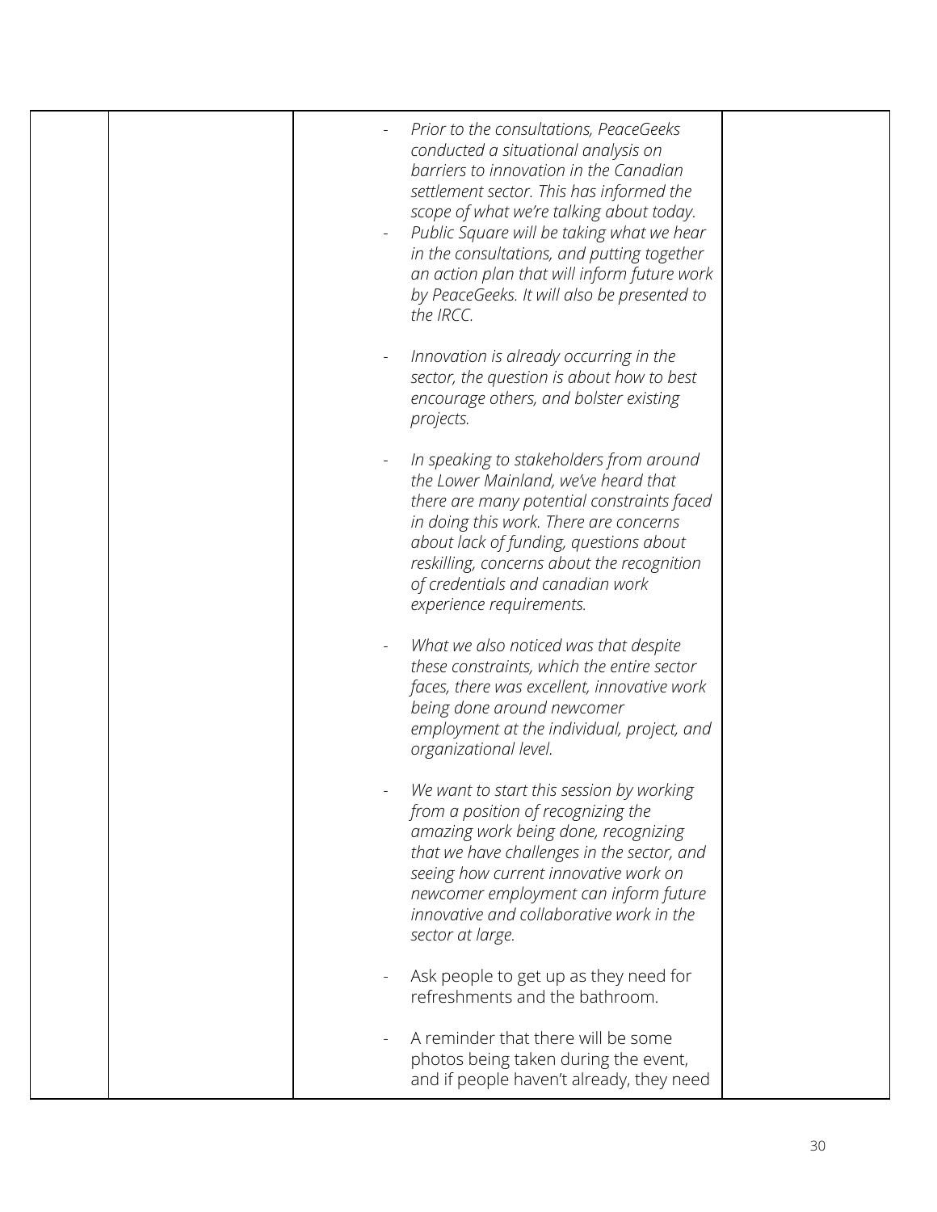| | | - *Prior to the consultations, PeaceGeeks conducted a situational analysis on barriers to innovation in the Canadian settlement sector. This has informed the scope of what we're talking about today.*<br>- *Public Square will be taking what we hear in the consultations, and putting together an action plan that will inform future work by PeaceGeeks. It will also be presented to the IRCC.*<br><br>- *Innovation is already occurring in the sector, the question is about how to best encourage others, and bolster existing projects.*<br><br>- *In speaking to stakeholders from around the Lower Mainland, we've heard that there are many potential constraints faced in doing this work. There are concerns about lack of funding, questions about reskilling, concerns about the recognition of credentials and canadian work experience requirements.*<br><br>- *What we also noticed was that despite these constraints, which the entire sector faces, there was excellent, innovative work being done around newcomer employment at the individual, project, and organizational level.*<br><br>- *We want to start this session by working from a position of recognizing the amazing work being done, recognizing that we have challenges in the sector, and seeing how current innovative work on newcomer employment can inform future innovative and collaborative work in the sector at large.*<br><br>- Ask people to get up as they need for refreshments and the bathroom.<br><br>- A reminder that there will be some photos being taken during the event, and if people haven't already, they need | |
|---|---|---|---|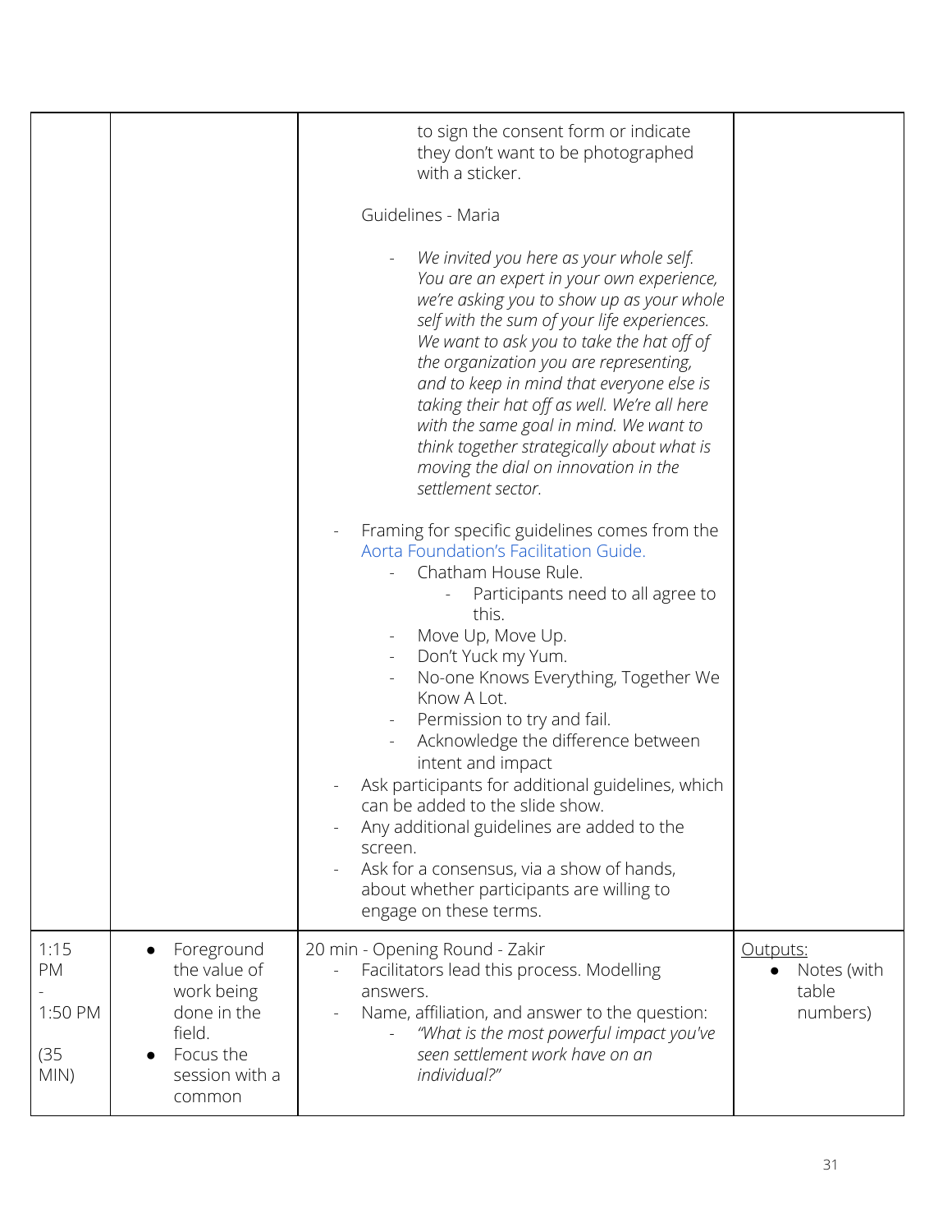| | | | |
|---|---|---|---|
| | | to sign the consent form or indicate they don't want to be photographed with a sticker.<br><br>Guidelines - Maria<br><br>- *We invited you here as your whole self. You are an expert in your own experience, we're asking you to show up as your whole self with the sum of your life experiences. We want to ask you to take the hat off of the organization you are representing, and to keep in mind that everyone else is taking their hat off as well. We're all here with the same goal in mind. We want to think together strategically about what is moving the dial on innovation in the settlement sector.*<br><br>- Framing for specific guidelines comes from the Aorta Foundation's Facilitation Guide.<br>  - Chatham House Rule.<br>    - Participants need to all agree to this.<br>  - Move Up, Move Up.<br>  - Don't Yuck my Yum.<br>  - No-one Knows Everything, Together We Know A Lot.<br>  - Permission to try and fail.<br>  - Acknowledge the difference between intent and impact<br>- Ask participants for additional guidelines, which can be added to the slide show.<br>- Any additional guidelines are added to the screen.<br>- Ask for a consensus, via a show of hands, about whether participants are willing to engage on these terms. | |
| 1:15 PM - 1:50 PM (35 MIN) | • Foreground the value of work being done in the field.<br>• Focus the session with a common | 20 min - Opening Round - Zakir<br>- Facilitators lead this process. Modelling answers.<br>- Name, affiliation, and answer to the question:<br>  - *"What is the most powerful impact you've seen settlement work have on an individual?"* | Outputs:<br>• Notes (with table numbers) |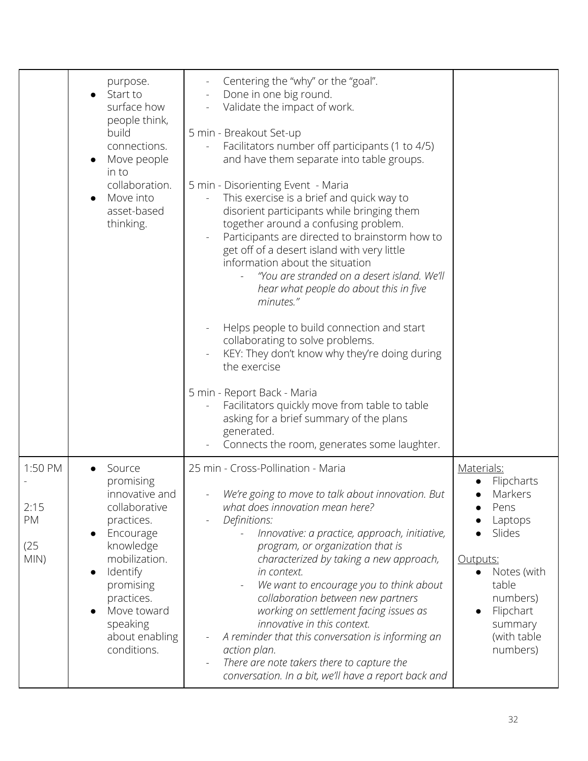| | | | |
|---|---|---|---|
| | purpose.<br>● Start to surface how people think, build connections.<br>● Move people in to collaboration.<br>● Move into asset-based thinking. | - Centering the "why" or the "goal".<br>- Done in one big round.<br>- Validate the impact of work.<br><br>5 min - Breakout Set-up<br>- Facilitators number off participants (1 to 4/5) and have them separate into table groups.<br><br>5 min - Disorienting Event - Maria<br>- This exercise is a brief and quick way to disorient participants while bringing them together around a confusing problem.<br>- Participants are directed to brainstorm how to get off of a desert island with very little information about the situation<br>&nbsp;&nbsp;&nbsp;&nbsp;- *"You are stranded on a desert island. We'll hear what people do about this in five minutes."*<br><br>- Helps people to build connection and start collaborating to solve problems.<br>- KEY: They don't know why they're doing during the exercise<br><br>5 min - Report Back - Maria<br>- Facilitators quickly move from table to table asking for a brief summary of the plans generated.<br>- Connects the room, generates some laughter. | |
| 1:50 PM<br>-<br>2:15 PM<br>(25 MIN) | ● Source promising innovative and collaborative practices.<br>● Encourage knowledge mobilization.<br>● Identify promising practices.<br>● Move toward speaking about enabling conditions. | 25 min - Cross-Pollination - Maria<br><br>- *We're going to move to talk about innovation. But what does innovation mean here?*<br>- *Definitions:*<br>&nbsp;&nbsp;&nbsp;&nbsp;- *Innovative: a practice, approach, initiative, program, or organization that is characterized by taking a new approach, in context.*<br>&nbsp;&nbsp;&nbsp;&nbsp;- *We want to encourage you to think about collaboration between new partners working on settlement facing issues as innovative in this context.*<br>- *A reminder that this conversation is informing an action plan.*<br>- *There are note takers there to capture the conversation. In a bit, we'll have a report back and* | <u>Materials:</u><br>● Flipcharts<br>● Markers<br>● Pens<br>● Laptops<br>● Slides<br><br><u>Outputs:</u><br>● Notes (with table numbers)<br>● Flipchart summary (with table numbers) |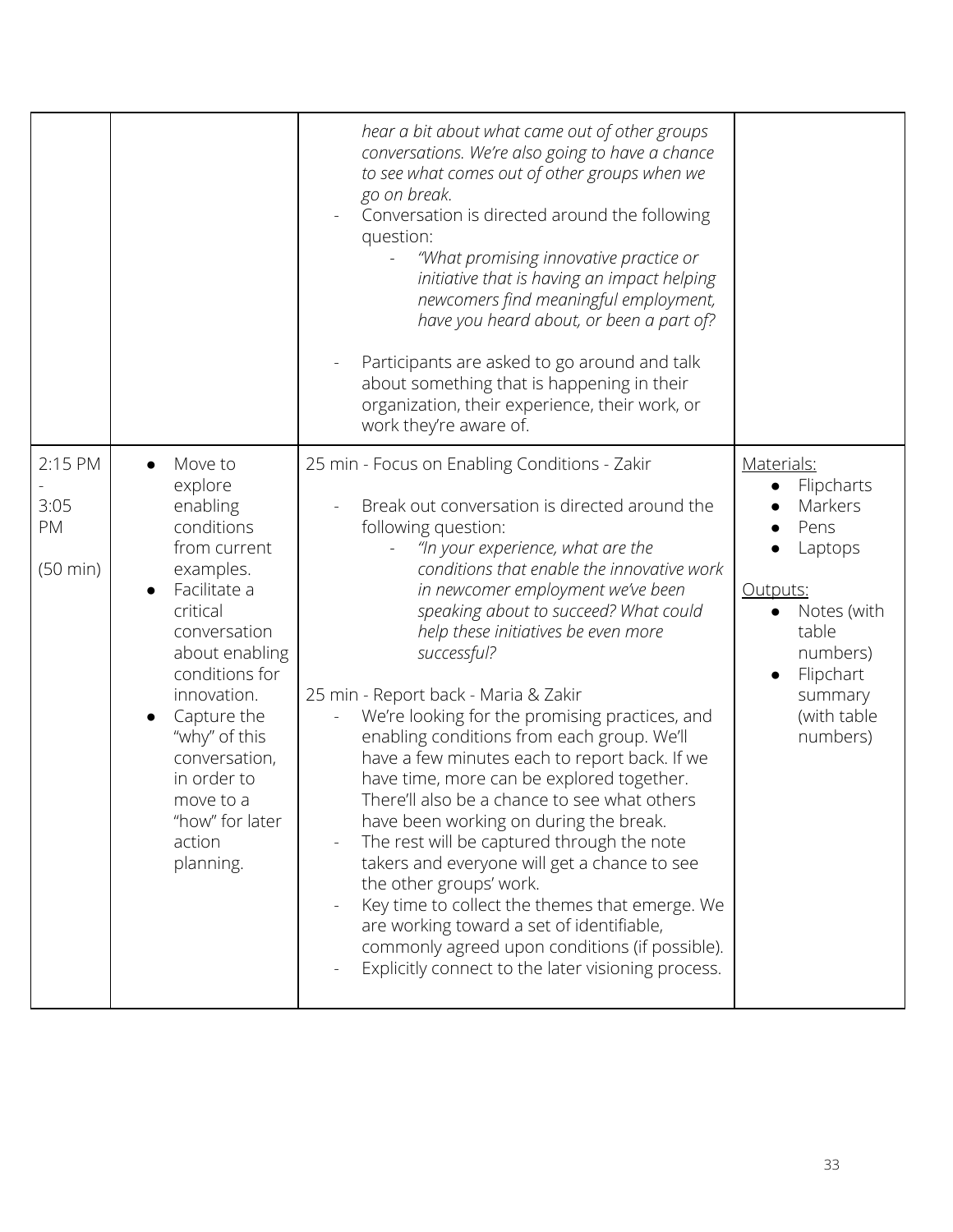| | | | |
|---|---|---|---|
| | | *hear a bit about what came out of other groups conversations. We're also going to have a chance to see what comes out of other groups when we go on break.*<br>- Conversation is directed around the following question:<br>    - *"What promising innovative practice or initiative that is having an impact helping newcomers find meaningful employment, have you heard about, or been a part of?*<br>- Participants are asked to go around and talk about something that is happening in their organization, their experience, their work, or work they're aware of. | |
| 2:15 PM<br>-<br>3:05 PM<br>(50 min) | ● Move to explore enabling conditions from current examples.<br>● Facilitate a critical conversation about enabling conditions for innovation.<br>● Capture the "why" of this conversation, in order to move to a "how" for later action planning. | 25 min - Focus on Enabling Conditions - Zakir<br>- Break out conversation is directed around the following question:<br>    - *"In your experience, what are the conditions that enable the innovative work in newcomer employment we've been speaking about to succeed? What could help these initiatives be even more successful?*<br><br>25 min - Report back - Maria & Zakir<br>- We're looking for the promising practices, and enabling conditions from each group. We'll have a few minutes each to report back. If we have time, more can be explored together. There'll also be a chance to see what others have been working on during the break.<br>- The rest will be captured through the note takers and everyone will get a chance to see the other groups' work.<br>- Key time to collect the themes that emerge. We are working toward a set of identifiable, commonly agreed upon conditions (if possible).<br>- Explicitly connect to the later visioning process. | <u>Materials:</u><br>● Flipcharts<br>● Markers<br>● Pens<br>● Laptops<br><br><u>Outputs:</u><br>● Notes (with table numbers)<br>● Flipchart summary (with table numbers) |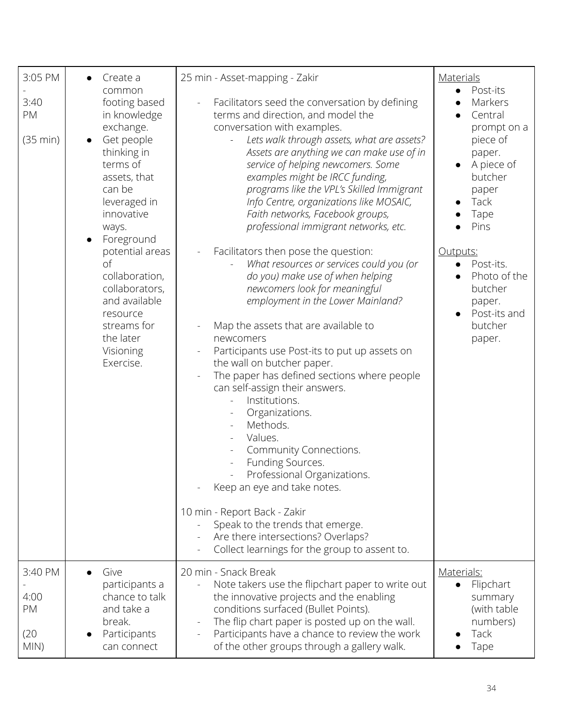| 3:05 PM - 3:40 PM (35 min) | • Create a common footing based in knowledge exchange.<br>• Get people thinking in terms of assets, that can be leveraged in innovative ways.<br>• Foreground potential areas of collaboration, collaborators, and available resource streams for the later Visioning Exercise. | 25 min - Asset-mapping - Zakir<br>- Facilitators seed the conversation by defining terms and direction, and model the conversation with examples.<br>  - *Lets walk through assets, what are assets? Assets are anything we can make use of in service of helping newcomers. Some examples might be IRCC funding, programs like the VPL's Skilled Immigrant Info Centre, organizations like MOSAIC, Faith networks, Facebook groups, professional immigrant networks, etc.*<br>- Facilitators then pose the question:<br>  - *What resources or services could you (or do you) make use of when helping newcomers look for meaningful employment in the Lower Mainland?*<br>- Map the assets that are available to newcomers<br>- Participants use Post-its to put up assets on the wall on butcher paper.<br>- The paper has defined sections where people can self-assign their answers.<br>  - Institutions.<br>  - Organizations.<br>  - Methods.<br>  - Values.<br>  - Community Connections.<br>  - Funding Sources.<br>  - Professional Organizations.<br>- Keep an eye and take notes.<br><br>10 min - Report Back - Zakir<br>- Speak to the trends that emerge.<br>- Are there intersections? Overlaps?<br>- Collect learnings for the group to assent to. | Materials<br>• Post-its<br>• Markers<br>• Central prompt on a piece of paper.<br>• A piece of butcher paper<br>• Tack<br>• Tape<br>• Pins<br><br>Outputs:<br>• Post-its.<br>• Photo of the butcher paper.<br>• Post-its and butcher paper. |
|---|---|---|---|
| 3:40 PM - 4:00 PM (20 MIN) | • Give participants a chance to talk and take a break.<br>• Participants can connect | 20 min - Snack Break<br>- Note takers use the flipchart paper to write out the innovative projects and the enabling conditions surfaced (Bullet Points).<br>- The flip chart paper is posted up on the wall.<br>- Participants have a chance to review the work of the other groups through a gallery walk. | Materials:<br>• Flipchart summary (with table numbers)<br>• Tack<br>• Tape |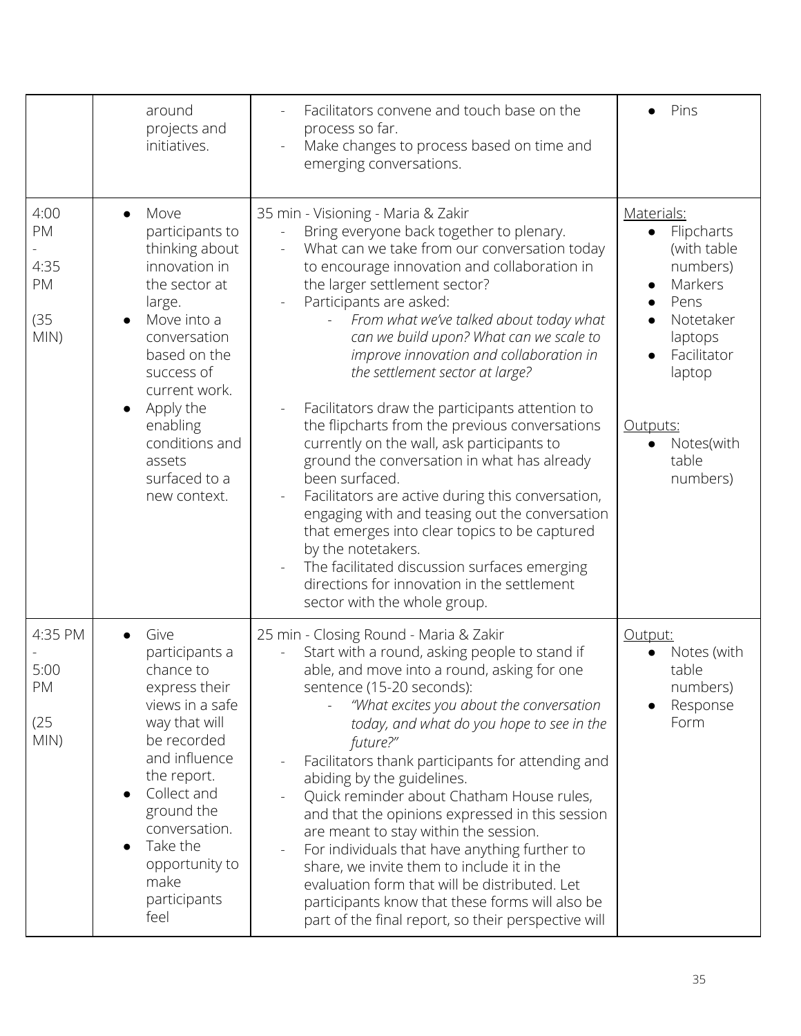| | | | |
|---|---|---|---|
| | around projects and initiatives. | - Facilitators convene and touch base on the process so far.<br>- Make changes to process based on time and emerging conversations. | ● Pins |
| 4:00 PM - 4:35 PM (35 MIN) | ● Move participants to thinking about innovation in the sector at large.<br>● Move into a conversation based on the success of current work.<br>● Apply the enabling conditions and assets surfaced to a new context. | 35 min - Visioning - Maria & Zakir<br>- Bring everyone back together to plenary.<br>- What can we take from our conversation today to encourage innovation and collaboration in the larger settlement sector?<br>- Participants are asked:<br>&nbsp;&nbsp;&nbsp;&nbsp;- *From what we've talked about today what can we build upon? What can we scale to improve innovation and collaboration in the settlement sector at large?*<br><br>- Facilitators draw the participants attention to the flipcharts from the previous conversations currently on the wall, ask participants to ground the conversation in what has already been surfaced.<br>- Facilitators are active during this conversation, engaging with and teasing out the conversation that emerges into clear topics to be captured by the notetakers.<br>- The facilitated discussion surfaces emerging directions for innovation in the settlement sector with the whole group. | Materials:<br>● Flipcharts (with table numbers)<br>● Markers<br>● Pens<br>● Notetaker laptops<br>● Facilitator laptop<br><br>Outputs:<br>● Notes(with table numbers) |
| 4:35 PM - 5:00 PM (25 MIN) | ● Give participants a chance to express their views in a safe way that will be recorded and influence the report.<br>● Collect and ground the conversation.<br>● Take the opportunity to make participants feel | 25 min - Closing Round - Maria & Zakir<br>- Start with a round, asking people to stand if able, and move into a round, asking for one sentence (15-20 seconds):<br>&nbsp;&nbsp;&nbsp;&nbsp;- *"What excites you about the conversation today, and what do you hope to see in the future?"*<br>- Facilitators thank participants for attending and abiding by the guidelines.<br>- Quick reminder about Chatham House rules, and that the opinions expressed in this session are meant to stay within the session.<br>- For individuals that have anything further to share, we invite them to include it in the evaluation form that will be distributed. Let participants know that these forms will also be part of the final report, so their perspective will | Output:<br>● Notes (with table numbers)<br>● Response Form |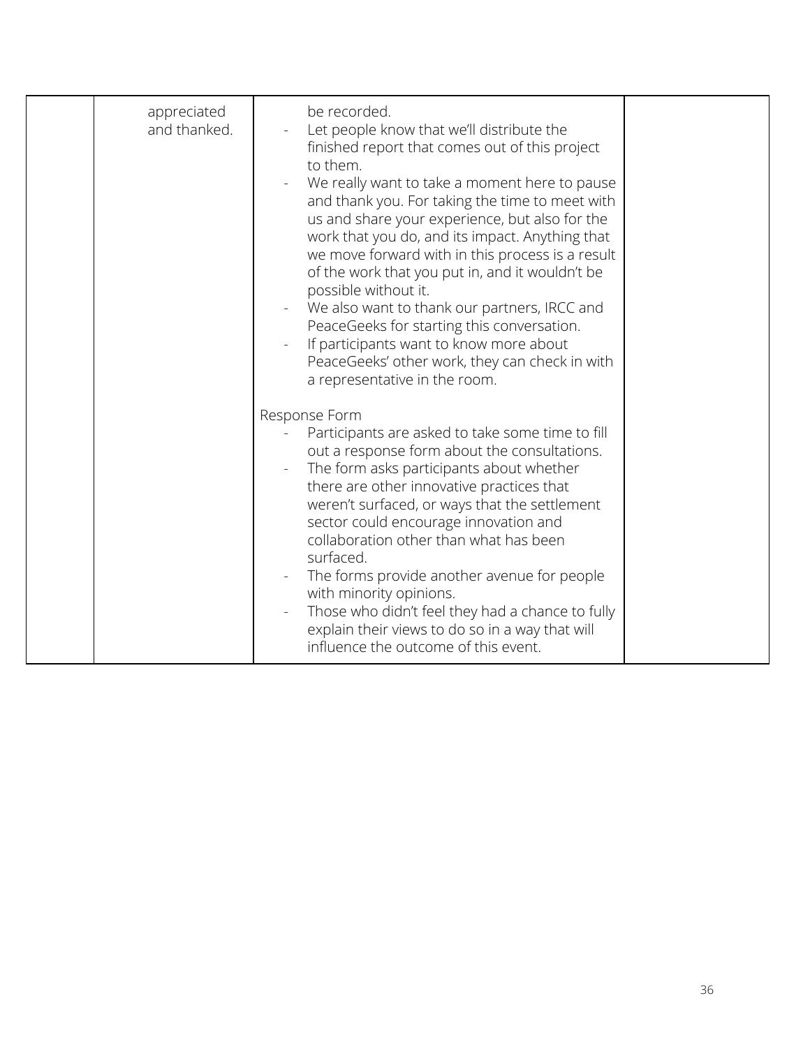| | | | |
|---|---|---|---|
| | appreciated and thanked. | be recorded.<br>- Let people know that we'll distribute the finished report that comes out of this project to them.<br>- We really want to take a moment here to pause and thank you. For taking the time to meet with us and share your experience, but also for the work that you do, and its impact. Anything that we move forward with in this process is a result of the work that you put in, and it wouldn't be possible without it.<br>- We also want to thank our partners, IRCC and PeaceGeeks for starting this conversation.<br>- If participants want to know more about PeaceGeeks' other work, they can check in with a representative in the room.<br><br>Response Form<br>- Participants are asked to take some time to fill out a response form about the consultations.<br>- The form asks participants about whether there are other innovative practices that weren't surfaced, or ways that the settlement sector could encourage innovation and collaboration other than what has been surfaced.<br>- The forms provide another avenue for people with minority opinions.<br>- Those who didn't feel they had a chance to fully explain their views to do so in a way that will influence the outcome of this event. | |